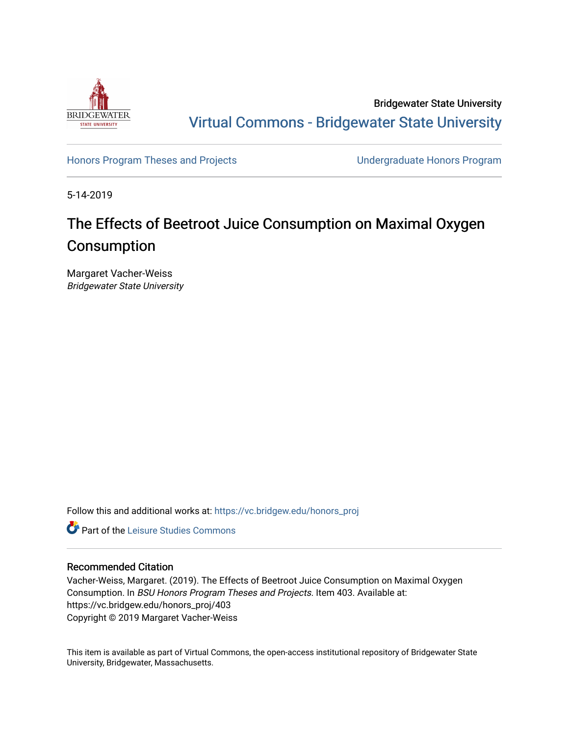Bridgewater State University

Virtual Commons - Bridgewater State University

Honors Program Theses and Projects

Undergraduate Honors Program

5-14-2019

# The Effects of Beetroot Juice Consumption on Maximal Oxygen Consumption

Margaret Vacher-Weiss
*Bridgewater State University*

Follow this and additional works at: https://vc.bridgew.edu/honors_proj

Part of the Leisure Studies Commons

## Recommended Citation

Vacher-Weiss, Margaret. (2019). The Effects of Beetroot Juice Consumption on Maximal Oxygen Consumption. In *BSU Honors Program Theses and Projects.* Item 403. Available at: https://vc.bridgew.edu/honors_proj/403
Copyright © 2019 Margaret Vacher-Weiss

This item is available as part of Virtual Commons, the open-access institutional repository of Bridgewater State University, Bridgewater, Massachusetts.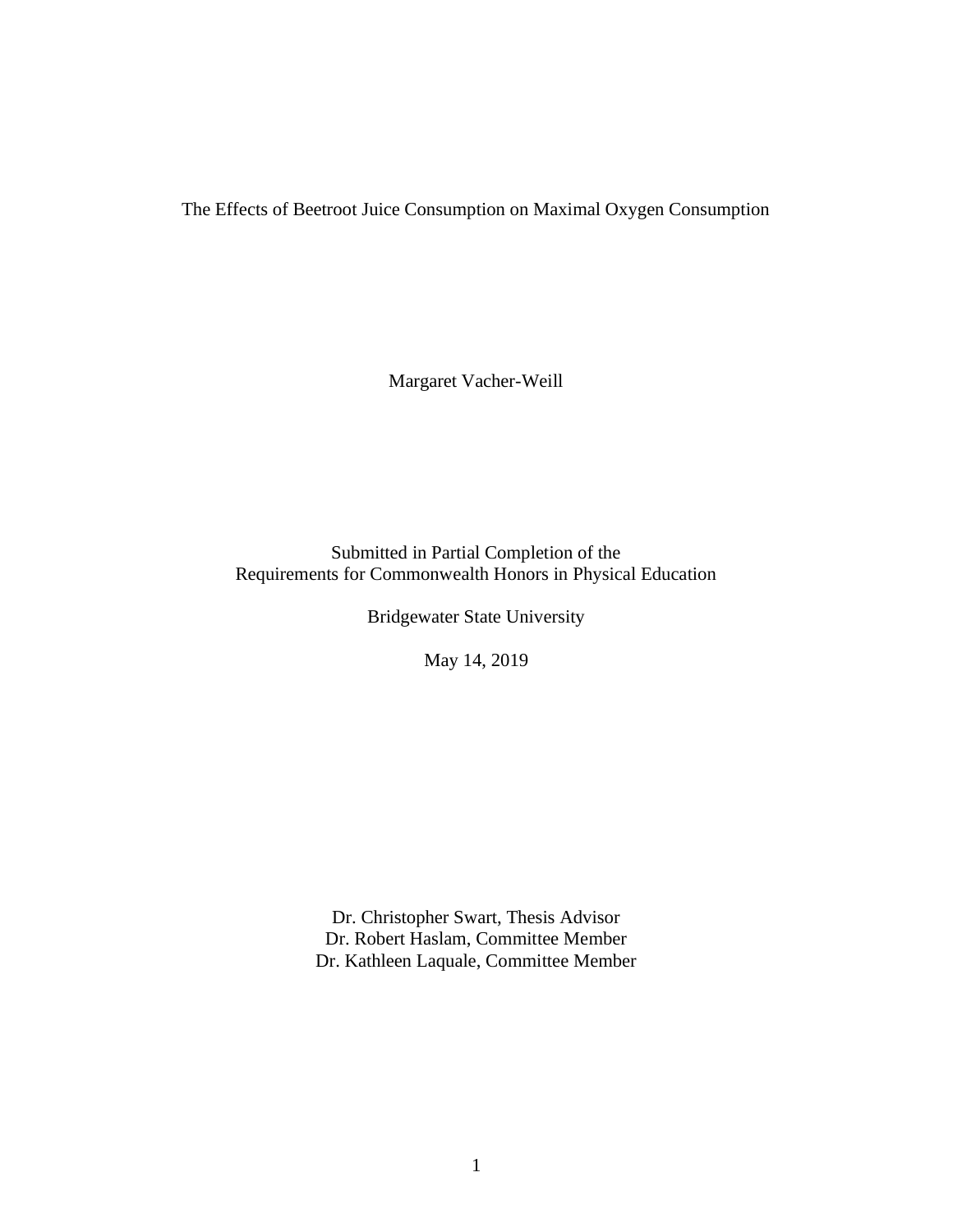The Effects of Beetroot Juice Consumption on Maximal Oxygen Consumption

Margaret Vacher-Weill

Submitted in Partial Completion of the
Requirements for Commonwealth Honors in Physical Education

Bridgewater State University

May 14, 2019

Dr. Christopher Swart, Thesis Advisor
Dr. Robert Haslam, Committee Member
Dr. Kathleen Laquale, Committee Member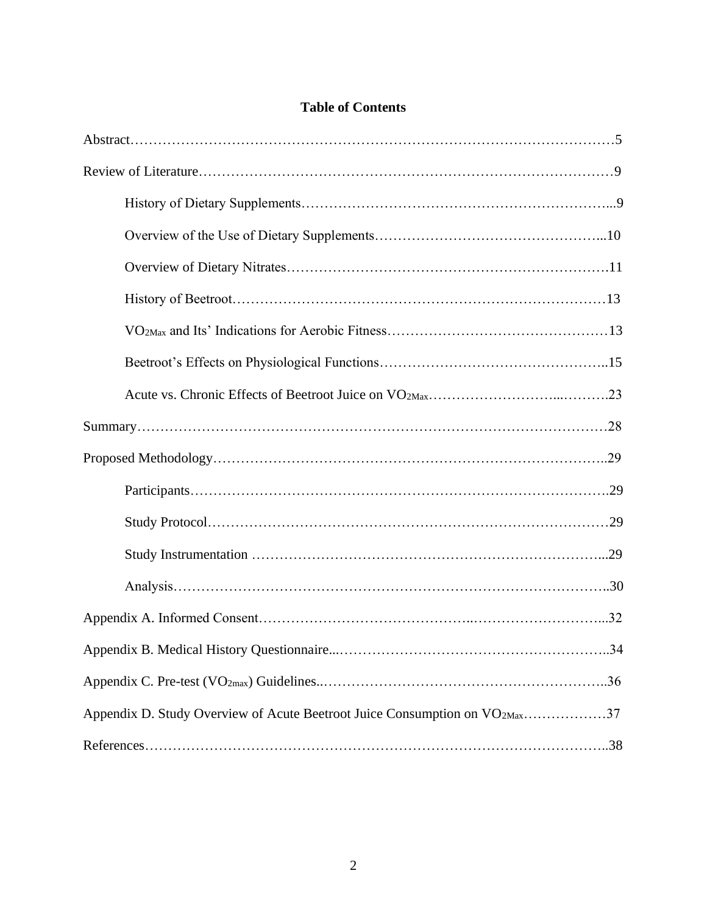# Table of Contents

Abstract……………………………………………………………………………………………5

Review of Literature………………………………………………………………………………9

- History of Dietary Supplements………………………………………………………...9
- Overview of the Use of Dietary Supplements…………………………………………...10
- Overview of Dietary Nitrates…………………………………………………………….11
- History of Beetroot……………………………………………………………………13
- $VO_{2Max}$ and Its' Indications for Aerobic Fitness……………………………………….13
- Beetroot's Effects on Physiological Functions…………………………………………..15
- Acute vs. Chronic Effects of Beetroot Juice on $VO_{2Max}$………………………...……….23

Summary………………………………………………………………………………………28

Proposed Methodology…………………………………………………………………………..29

- Participants……………………………………………………………………………….29
- Study Protocol……………………………………………………………………………29
- Study Instrumentation …………………………………………………………………...29
- Analysis…………………………………………………………………………………..30

Appendix A. Informed Consent…………………………………….……………………………...32

Appendix B. Medical History Questionnaire...…………………………………………………..34

Appendix C. Pre-test ($VO_{2max}$) Guidelines..……………………………………………………..36

Appendix D. Study Overview of Acute Beetroot Juice Consumption on $VO_{2Max}$………………37

References………………………………………………………………………………………..38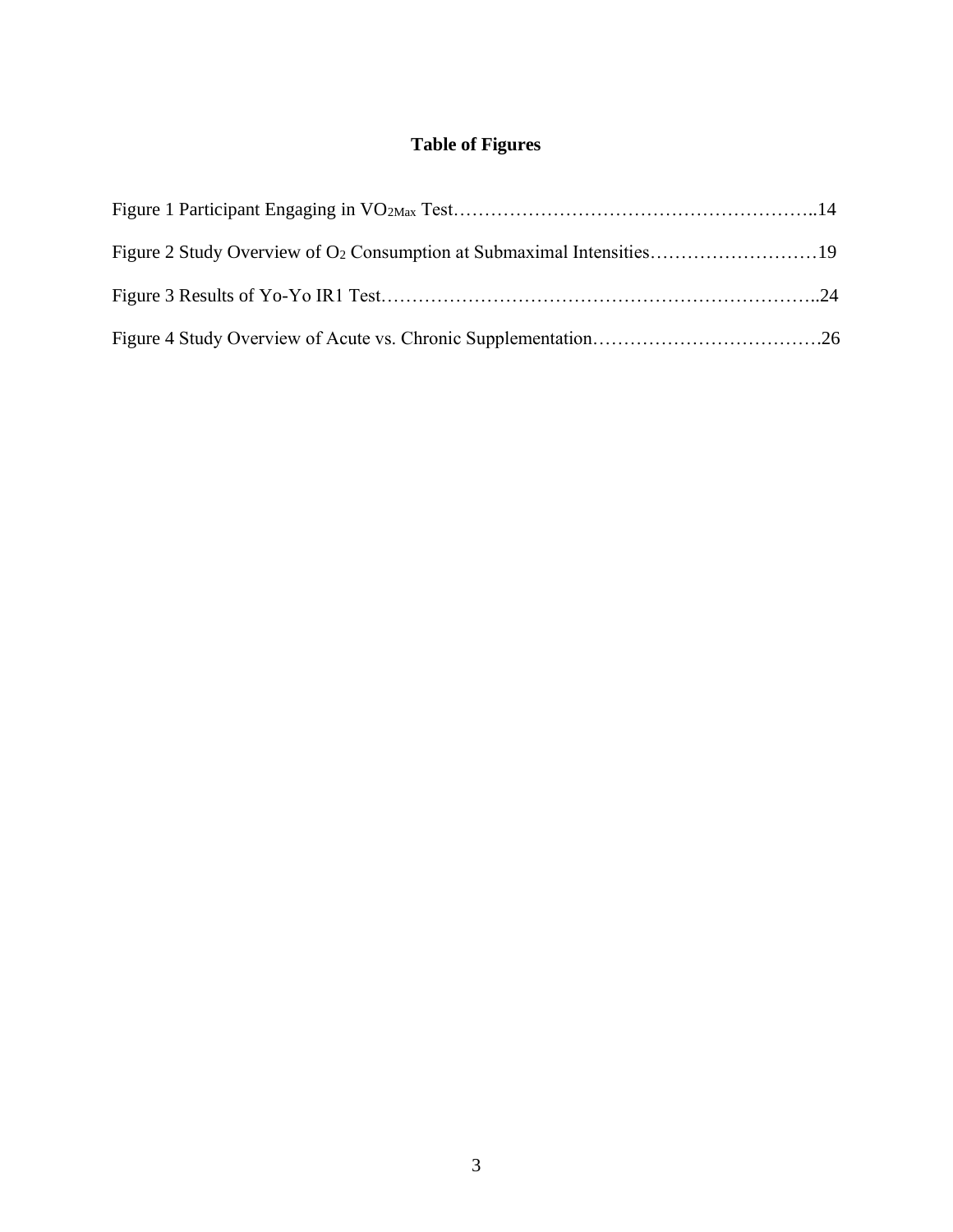# Table of Figures

Figure 1 Participant Engaging in $VO_{2Max}$ Test……………………………………………………..14

Figure 2 Study Overview of $O_2$ Consumption at Submaximal Intensities………………………19

Figure 3 Results of Yo-Yo IR1 Test……………………………………………………………..24

Figure 4 Study Overview of Acute vs. Chronic Supplementation……………………………….26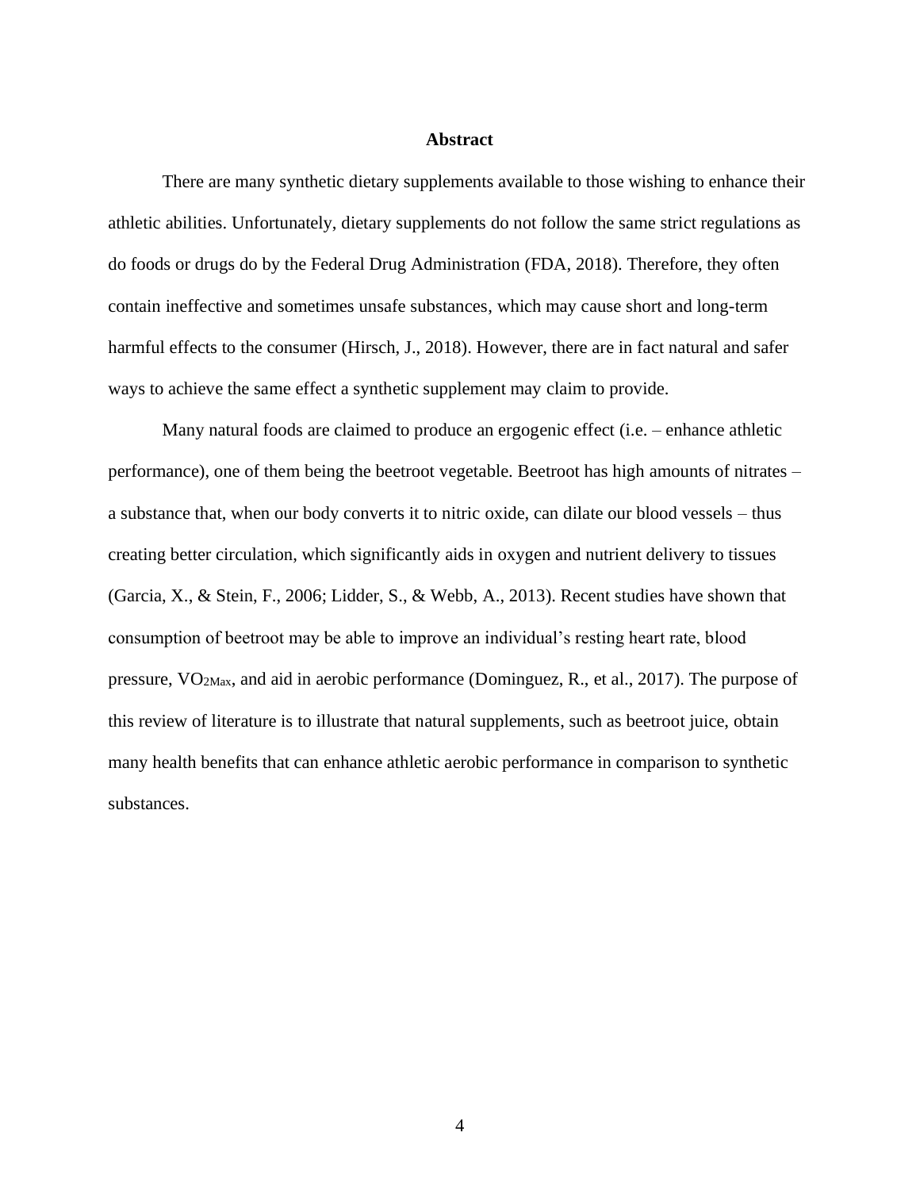# Abstract

There are many synthetic dietary supplements available to those wishing to enhance their athletic abilities. Unfortunately, dietary supplements do not follow the same strict regulations as do foods or drugs do by the Federal Drug Administration (FDA, 2018). Therefore, they often contain ineffective and sometimes unsafe substances, which may cause short and long-term harmful effects to the consumer (Hirsch, J., 2018). However, there are in fact natural and safer ways to achieve the same effect a synthetic supplement may claim to provide.

Many natural foods are claimed to produce an ergogenic effect (i.e. – enhance athletic performance), one of them being the beetroot vegetable. Beetroot has high amounts of nitrates – a substance that, when our body converts it to nitric oxide, can dilate our blood vessels – thus creating better circulation, which significantly aids in oxygen and nutrient delivery to tissues (Garcia, X., & Stein, F., 2006; Lidder, S., & Webb, A., 2013). Recent studies have shown that consumption of beetroot may be able to improve an individual's resting heart rate, blood pressure, $VO_{2Max}$, and aid in aerobic performance (Dominguez, R., et al., 2017). The purpose of this review of literature is to illustrate that natural supplements, such as beetroot juice, obtain many health benefits that can enhance athletic aerobic performance in comparison to synthetic substances.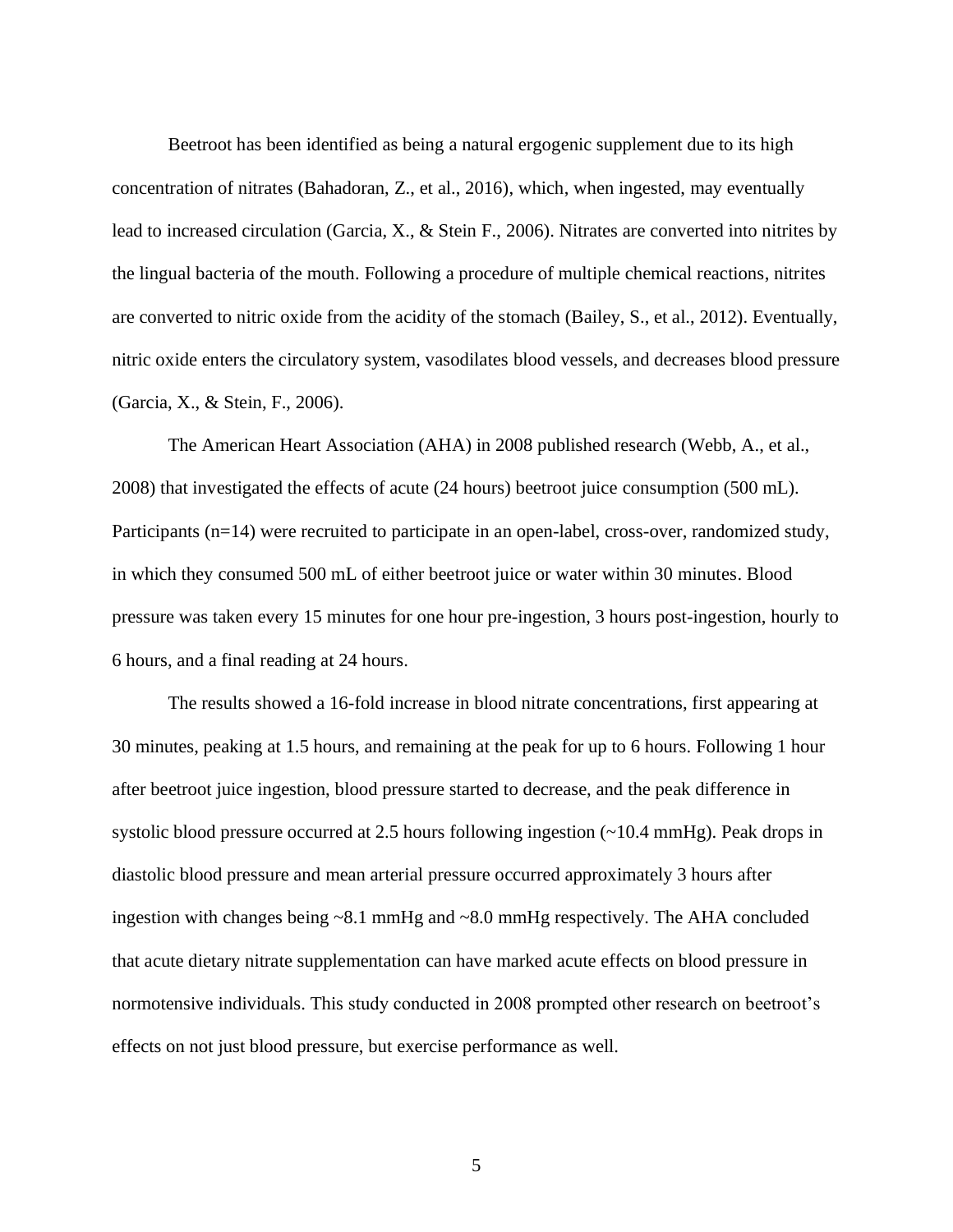Beetroot has been identified as being a natural ergogenic supplement due to its high concentration of nitrates (Bahadoran, Z., et al., 2016), which, when ingested, may eventually lead to increased circulation (Garcia, X., & Stein F., 2006). Nitrates are converted into nitrites by the lingual bacteria of the mouth. Following a procedure of multiple chemical reactions, nitrites are converted to nitric oxide from the acidity of the stomach (Bailey, S., et al., 2012). Eventually, nitric oxide enters the circulatory system, vasodilates blood vessels, and decreases blood pressure (Garcia, X., & Stein, F., 2006).

The American Heart Association (AHA) in 2008 published research (Webb, A., et al., 2008) that investigated the effects of acute (24 hours) beetroot juice consumption (500 mL). Participants (n=14) were recruited to participate in an open-label, cross-over, randomized study, in which they consumed 500 mL of either beetroot juice or water within 30 minutes. Blood pressure was taken every 15 minutes for one hour pre-ingestion, 3 hours post-ingestion, hourly to 6 hours, and a final reading at 24 hours.

The results showed a 16-fold increase in blood nitrate concentrations, first appearing at 30 minutes, peaking at 1.5 hours, and remaining at the peak for up to 6 hours. Following 1 hour after beetroot juice ingestion, blood pressure started to decrease, and the peak difference in systolic blood pressure occurred at 2.5 hours following ingestion (~10.4 mmHg). Peak drops in diastolic blood pressure and mean arterial pressure occurred approximately 3 hours after ingestion with changes being ~8.1 mmHg and ~8.0 mmHg respectively. The AHA concluded that acute dietary nitrate supplementation can have marked acute effects on blood pressure in normotensive individuals. This study conducted in 2008 prompted other research on beetroot's effects on not just blood pressure, but exercise performance as well.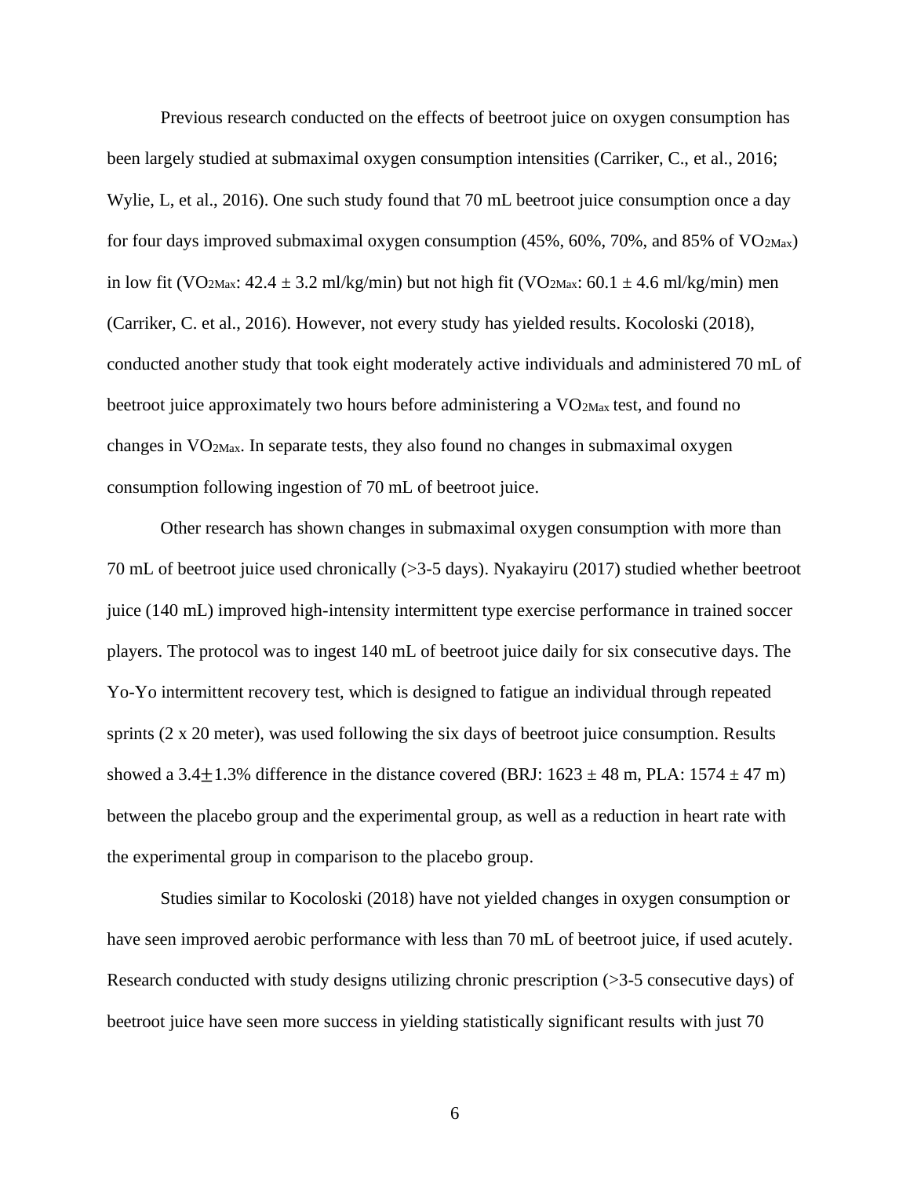Previous research conducted on the effects of beetroot juice on oxygen consumption has been largely studied at submaximal oxygen consumption intensities (Carriker, C., et al., 2016; Wylie, L, et al., 2016). One such study found that 70 mL beetroot juice consumption once a day for four days improved submaximal oxygen consumption (45%, 60%, 70%, and 85% of $VO_{2Max}$) in low fit ($VO_{2Max}$: 42.4 ± 3.2 ml/kg/min) but not high fit ($VO_{2Max}$: 60.1 ± 4.6 ml/kg/min) men (Carriker, C. et al., 2016). However, not every study has yielded results. Kocoloski (2018), conducted another study that took eight moderately active individuals and administered 70 mL of beetroot juice approximately two hours before administering a $VO_{2Max}$ test, and found no changes in $VO_{2Max}$. In separate tests, they also found no changes in submaximal oxygen consumption following ingestion of 70 mL of beetroot juice.

Other research has shown changes in submaximal oxygen consumption with more than 70 mL of beetroot juice used chronically (>3-5 days). Nyakayiru (2017) studied whether beetroot juice (140 mL) improved high-intensity intermittent type exercise performance in trained soccer players. The protocol was to ingest 140 mL of beetroot juice daily for six consecutive days. The Yo-Yo intermittent recovery test, which is designed to fatigue an individual through repeated sprints (2 x 20 meter), was used following the six days of beetroot juice consumption. Results showed a 3.4±1.3% difference in the distance covered (BRJ: 1623 ± 48 m, PLA: 1574 ± 47 m) between the placebo group and the experimental group, as well as a reduction in heart rate with the experimental group in comparison to the placebo group.

Studies similar to Kocoloski (2018) have not yielded changes in oxygen consumption or have seen improved aerobic performance with less than 70 mL of beetroot juice, if used acutely. Research conducted with study designs utilizing chronic prescription (>3-5 consecutive days) of beetroot juice have seen more success in yielding statistically significant results with just 70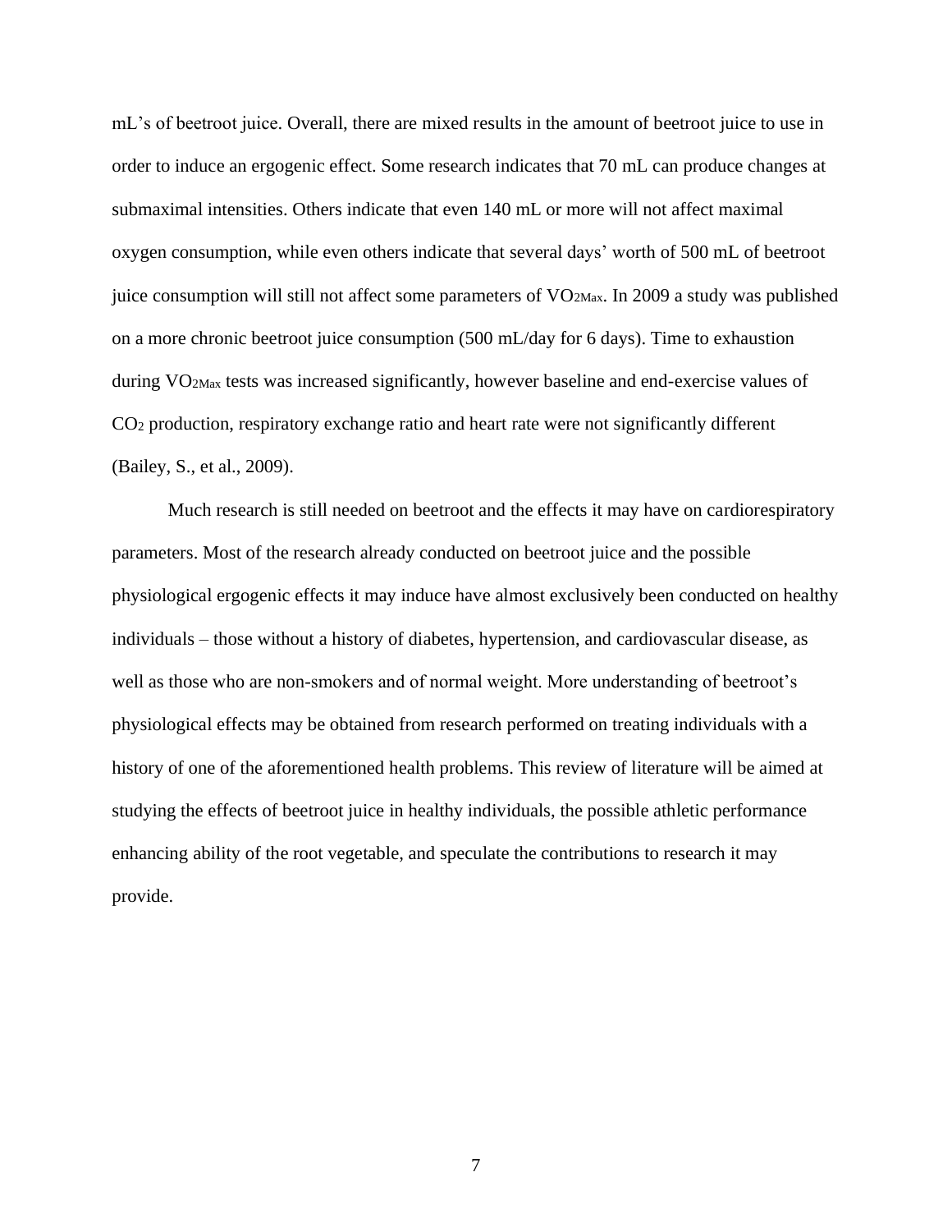mL's of beetroot juice. Overall, there are mixed results in the amount of beetroot juice to use in order to induce an ergogenic effect. Some research indicates that 70 mL can produce changes at submaximal intensities. Others indicate that even 140 mL or more will not affect maximal oxygen consumption, while even others indicate that several days' worth of 500 mL of beetroot juice consumption will still not affect some parameters of $VO_{2Max}$. In 2009 a study was published on a more chronic beetroot juice consumption (500 mL/day for 6 days). Time to exhaustion during $VO_{2Max}$ tests was increased significantly, however baseline and end-exercise values of $CO_2$ production, respiratory exchange ratio and heart rate were not significantly different (Bailey, S., et al., 2009).

Much research is still needed on beetroot and the effects it may have on cardiorespiratory parameters. Most of the research already conducted on beetroot juice and the possible physiological ergogenic effects it may induce have almost exclusively been conducted on healthy individuals – those without a history of diabetes, hypertension, and cardiovascular disease, as well as those who are non-smokers and of normal weight. More understanding of beetroot's physiological effects may be obtained from research performed on treating individuals with a history of one of the aforementioned health problems. This review of literature will be aimed at studying the effects of beetroot juice in healthy individuals, the possible athletic performance enhancing ability of the root vegetable, and speculate the contributions to research it may provide.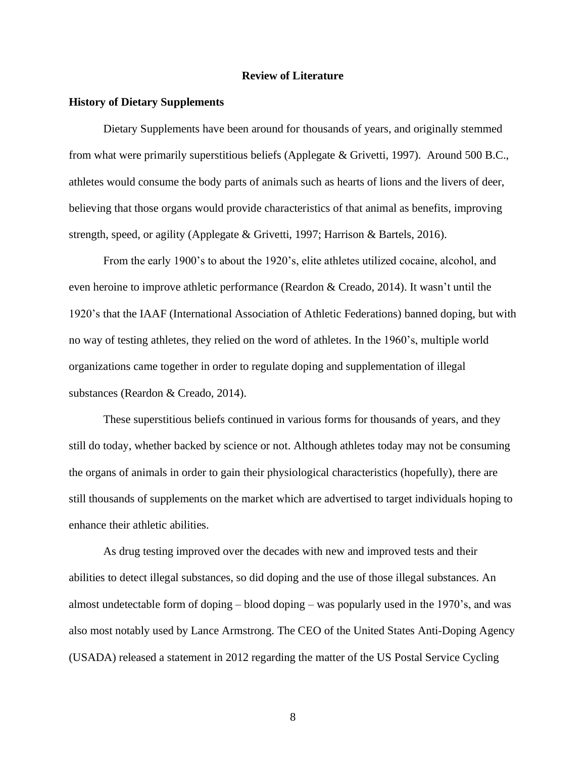# Review of Literature

## History of Dietary Supplements

Dietary Supplements have been around for thousands of years, and originally stemmed from what were primarily superstitious beliefs (Applegate & Grivetti, 1997). Around 500 B.C., athletes would consume the body parts of animals such as hearts of lions and the livers of deer, believing that those organs would provide characteristics of that animal as benefits, improving strength, speed, or agility (Applegate & Grivetti, 1997; Harrison & Bartels, 2016).

From the early 1900's to about the 1920's, elite athletes utilized cocaine, alcohol, and even heroine to improve athletic performance (Reardon & Creado, 2014). It wasn't until the 1920's that the IAAF (International Association of Athletic Federations) banned doping, but with no way of testing athletes, they relied on the word of athletes. In the 1960's, multiple world organizations came together in order to regulate doping and supplementation of illegal substances (Reardon & Creado, 2014).

These superstitious beliefs continued in various forms for thousands of years, and they still do today, whether backed by science or not. Although athletes today may not be consuming the organs of animals in order to gain their physiological characteristics (hopefully), there are still thousands of supplements on the market which are advertised to target individuals hoping to enhance their athletic abilities.

As drug testing improved over the decades with new and improved tests and their abilities to detect illegal substances, so did doping and the use of those illegal substances. An almost undetectable form of doping – blood doping – was popularly used in the 1970's, and was also most notably used by Lance Armstrong. The CEO of the United States Anti-Doping Agency (USADA) released a statement in 2012 regarding the matter of the US Postal Service Cycling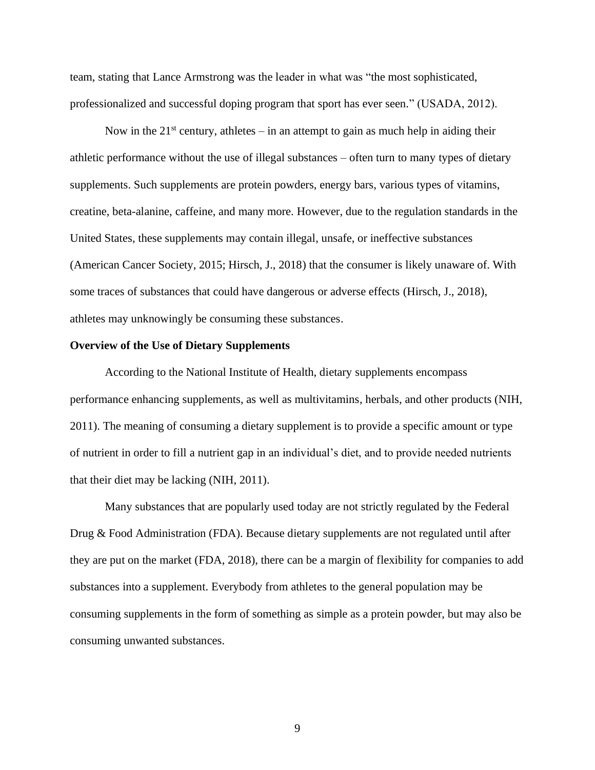team, stating that Lance Armstrong was the leader in what was "the most sophisticated, professionalized and successful doping program that sport has ever seen." (USADA, 2012).

Now in the 21st century, athletes – in an attempt to gain as much help in aiding their athletic performance without the use of illegal substances – often turn to many types of dietary supplements. Such supplements are protein powders, energy bars, various types of vitamins, creatine, beta-alanine, caffeine, and many more. However, due to the regulation standards in the United States, these supplements may contain illegal, unsafe, or ineffective substances (American Cancer Society, 2015; Hirsch, J., 2018) that the consumer is likely unaware of. With some traces of substances that could have dangerous or adverse effects (Hirsch, J., 2018), athletes may unknowingly be consuming these substances.

**Overview of the Use of Dietary Supplements**

According to the National Institute of Health, dietary supplements encompass performance enhancing supplements, as well as multivitamins, herbals, and other products (NIH, 2011). The meaning of consuming a dietary supplement is to provide a specific amount or type of nutrient in order to fill a nutrient gap in an individual's diet, and to provide needed nutrients that their diet may be lacking (NIH, 2011).

Many substances that are popularly used today are not strictly regulated by the Federal Drug & Food Administration (FDA). Because dietary supplements are not regulated until after they are put on the market (FDA, 2018), there can be a margin of flexibility for companies to add substances into a supplement. Everybody from athletes to the general population may be consuming supplements in the form of something as simple as a protein powder, but may also be consuming unwanted substances.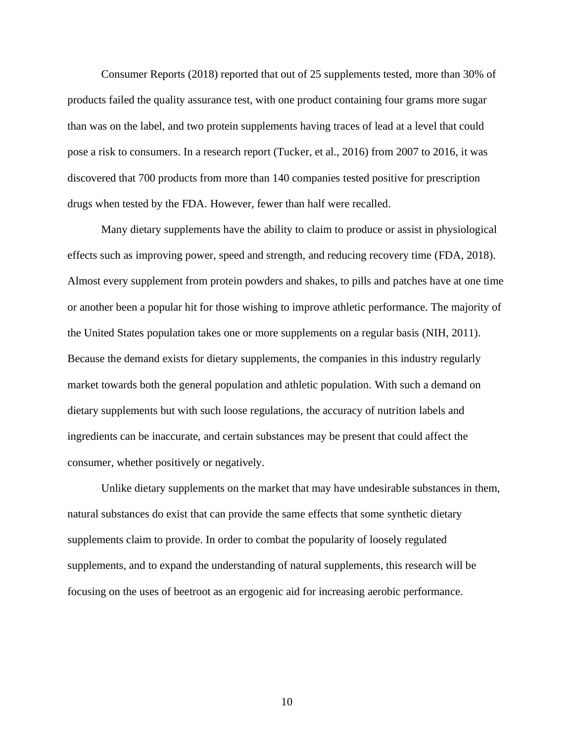Consumer Reports (2018) reported that out of 25 supplements tested, more than 30% of products failed the quality assurance test, with one product containing four grams more sugar than was on the label, and two protein supplements having traces of lead at a level that could pose a risk to consumers. In a research report (Tucker, et al., 2016) from 2007 to 2016, it was discovered that 700 products from more than 140 companies tested positive for prescription drugs when tested by the FDA. However, fewer than half were recalled.

Many dietary supplements have the ability to claim to produce or assist in physiological effects such as improving power, speed and strength, and reducing recovery time (FDA, 2018). Almost every supplement from protein powders and shakes, to pills and patches have at one time or another been a popular hit for those wishing to improve athletic performance. The majority of the United States population takes one or more supplements on a regular basis (NIH, 2011). Because the demand exists for dietary supplements, the companies in this industry regularly market towards both the general population and athletic population. With such a demand on dietary supplements but with such loose regulations, the accuracy of nutrition labels and ingredients can be inaccurate, and certain substances may be present that could affect the consumer, whether positively or negatively.

Unlike dietary supplements on the market that may have undesirable substances in them, natural substances do exist that can provide the same effects that some synthetic dietary supplements claim to provide. In order to combat the popularity of loosely regulated supplements, and to expand the understanding of natural supplements, this research will be focusing on the uses of beetroot as an ergogenic aid for increasing aerobic performance.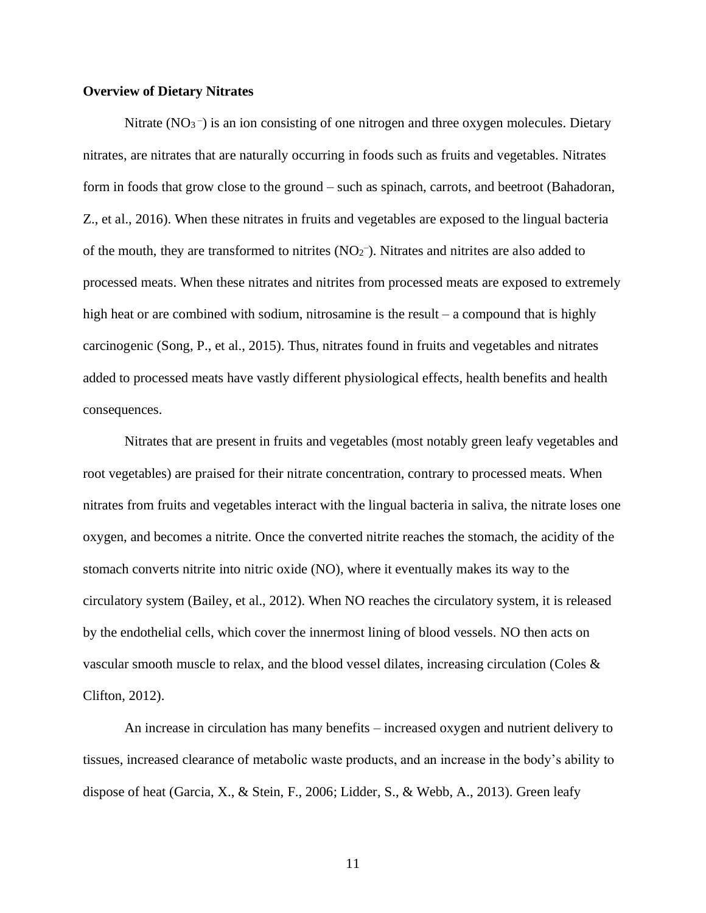**Overview of Dietary Nitrates**

Nitrate ($NO_3^-$) is an ion consisting of one nitrogen and three oxygen molecules. Dietary nitrates, are nitrates that are naturally occurring in foods such as fruits and vegetables. Nitrates form in foods that grow close to the ground – such as spinach, carrots, and beetroot (Bahadoran, Z., et al., 2016). When these nitrates in fruits and vegetables are exposed to the lingual bacteria of the mouth, they are transformed to nitrites ($NO_2^-$). Nitrates and nitrites are also added to processed meats. When these nitrates and nitrites from processed meats are exposed to extremely high heat or are combined with sodium, nitrosamine is the result – a compound that is highly carcinogenic (Song, P., et al., 2015). Thus, nitrates found in fruits and vegetables and nitrates added to processed meats have vastly different physiological effects, health benefits and health consequences.

Nitrates that are present in fruits and vegetables (most notably green leafy vegetables and root vegetables) are praised for their nitrate concentration, contrary to processed meats. When nitrates from fruits and vegetables interact with the lingual bacteria in saliva, the nitrate loses one oxygen, and becomes a nitrite. Once the converted nitrite reaches the stomach, the acidity of the stomach converts nitrite into nitric oxide (NO), where it eventually makes its way to the circulatory system (Bailey, et al., 2012). When NO reaches the circulatory system, it is released by the endothelial cells, which cover the innermost lining of blood vessels. NO then acts on vascular smooth muscle to relax, and the blood vessel dilates, increasing circulation (Coles & Clifton, 2012).

An increase in circulation has many benefits – increased oxygen and nutrient delivery to tissues, increased clearance of metabolic waste products, and an increase in the body's ability to dispose of heat (Garcia, X., & Stein, F., 2006; Lidder, S., & Webb, A., 2013). Green leafy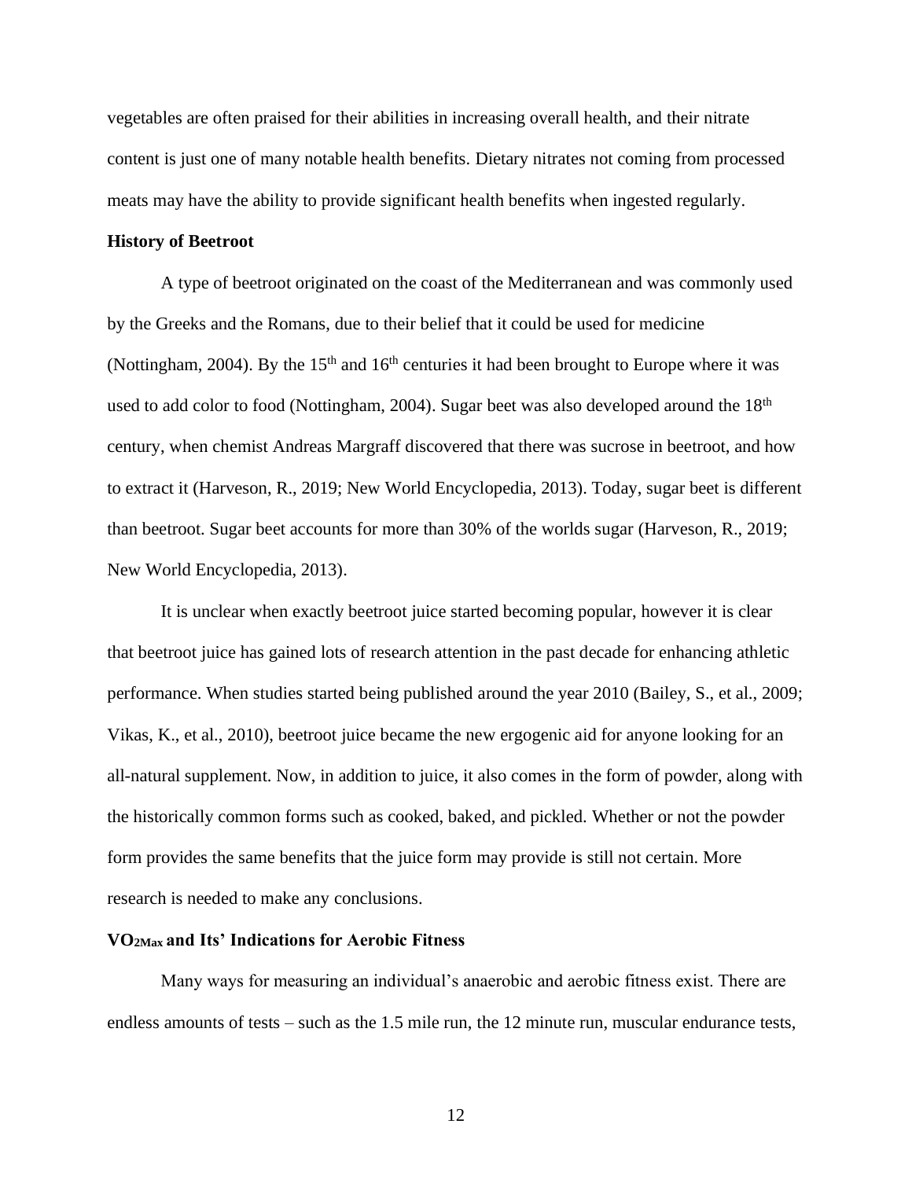vegetables are often praised for their abilities in increasing overall health, and their nitrate content is just one of many notable health benefits. Dietary nitrates not coming from processed meats may have the ability to provide significant health benefits when ingested regularly.

**History of Beetroot**

A type of beetroot originated on the coast of the Mediterranean and was commonly used by the Greeks and the Romans, due to their belief that it could be used for medicine (Nottingham, 2004). By the 15th and 16th centuries it had been brought to Europe where it was used to add color to food (Nottingham, 2004). Sugar beet was also developed around the 18th century, when chemist Andreas Margraff discovered that there was sucrose in beetroot, and how to extract it (Harveson, R., 2019; New World Encyclopedia, 2013). Today, sugar beet is different than beetroot. Sugar beet accounts for more than 30% of the worlds sugar (Harveson, R., 2019; New World Encyclopedia, 2013).

It is unclear when exactly beetroot juice started becoming popular, however it is clear that beetroot juice has gained lots of research attention in the past decade for enhancing athletic performance. When studies started being published around the year 2010 (Bailey, S., et al., 2009; Vikas, K., et al., 2010), beetroot juice became the new ergogenic aid for anyone looking for an all-natural supplement. Now, in addition to juice, it also comes in the form of powder, along with the historically common forms such as cooked, baked, and pickled. Whether or not the powder form provides the same benefits that the juice form may provide is still not certain. More research is needed to make any conclusions.

**$VO_{2Max}$ and Its' Indications for Aerobic Fitness**

Many ways for measuring an individual's anaerobic and aerobic fitness exist. There are endless amounts of tests – such as the 1.5 mile run, the 12 minute run, muscular endurance tests,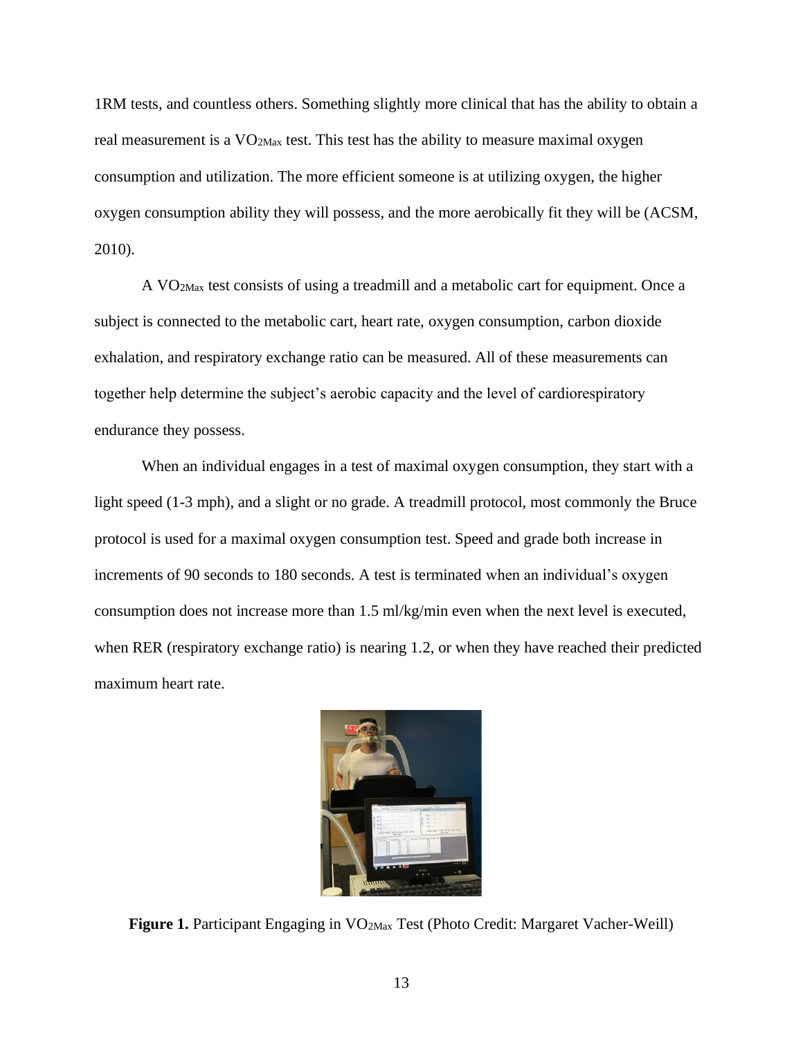1RM tests, and countless others. Something slightly more clinical that has the ability to obtain a real measurement is a $VO_{2Max}$ test. This test has the ability to measure maximal oxygen consumption and utilization. The more efficient someone is at utilizing oxygen, the higher oxygen consumption ability they will possess, and the more aerobically fit they will be (ACSM, 2010).

A $VO_{2Max}$ test consists of using a treadmill and a metabolic cart for equipment. Once a subject is connected to the metabolic cart, heart rate, oxygen consumption, carbon dioxide exhalation, and respiratory exchange ratio can be measured. All of these measurements can together help determine the subject's aerobic capacity and the level of cardiorespiratory endurance they possess.

When an individual engages in a test of maximal oxygen consumption, they start with a light speed (1-3 mph), and a slight or no grade. A treadmill protocol, most commonly the Bruce protocol is used for a maximal oxygen consumption test. Speed and grade both increase in increments of 90 seconds to 180 seconds. A test is terminated when an individual's oxygen consumption does not increase more than 1.5 ml/kg/min even when the next level is executed, when RER (respiratory exchange ratio) is nearing 1.2, or when they have reached their predicted maximum heart rate.

**Figure 1.** Participant Engaging in $VO_{2Max}$ Test (Photo Credit: Margaret Vacher-Weill)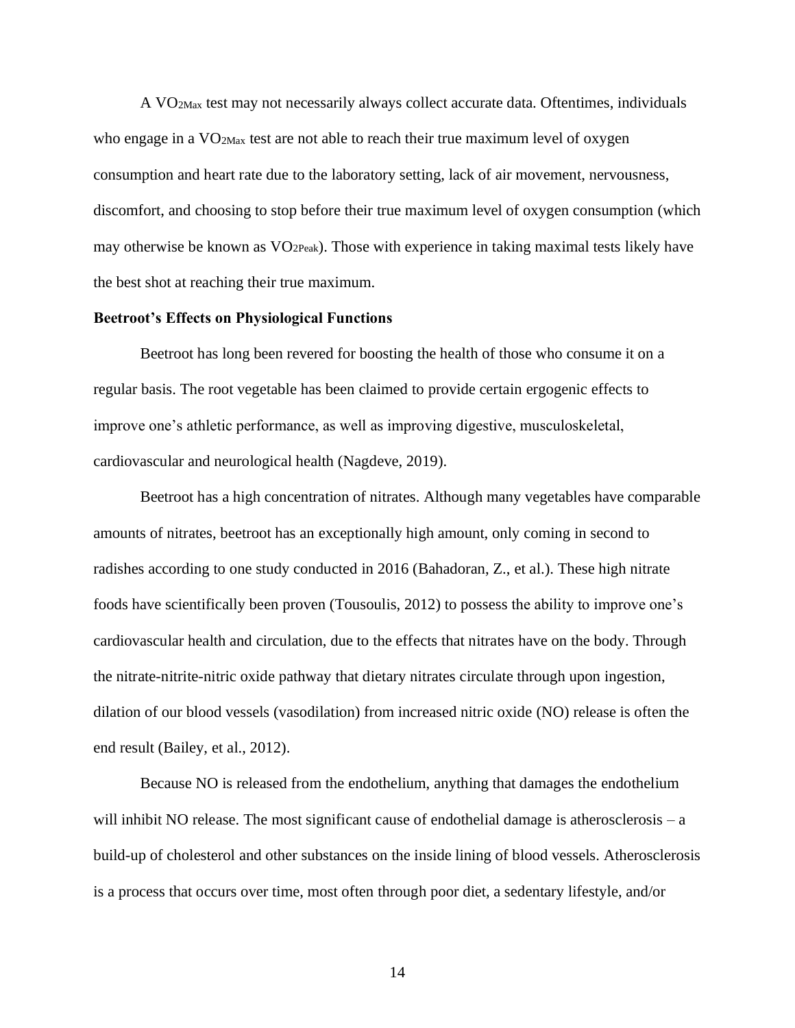A $VO_{2Max}$ test may not necessarily always collect accurate data. Oftentimes, individuals who engage in a $VO_{2Max}$ test are not able to reach their true maximum level of oxygen consumption and heart rate due to the laboratory setting, lack of air movement, nervousness, discomfort, and choosing to stop before their true maximum level of oxygen consumption (which may otherwise be known as $VO_{2Peak}$). Those with experience in taking maximal tests likely have the best shot at reaching their true maximum.

**Beetroot's Effects on Physiological Functions**

Beetroot has long been revered for boosting the health of those who consume it on a regular basis. The root vegetable has been claimed to provide certain ergogenic effects to improve one's athletic performance, as well as improving digestive, musculoskeletal, cardiovascular and neurological health (Nagdeve, 2019).

Beetroot has a high concentration of nitrates. Although many vegetables have comparable amounts of nitrates, beetroot has an exceptionally high amount, only coming in second to radishes according to one study conducted in 2016 (Bahadoran, Z., et al.). These high nitrate foods have scientifically been proven (Tousoulis, 2012) to possess the ability to improve one's cardiovascular health and circulation, due to the effects that nitrates have on the body. Through the nitrate-nitrite-nitric oxide pathway that dietary nitrates circulate through upon ingestion, dilation of our blood vessels (vasodilation) from increased nitric oxide (NO) release is often the end result (Bailey, et al., 2012).

Because NO is released from the endothelium, anything that damages the endothelium will inhibit NO release. The most significant cause of endothelial damage is atherosclerosis – a build-up of cholesterol and other substances on the inside lining of blood vessels. Atherosclerosis is a process that occurs over time, most often through poor diet, a sedentary lifestyle, and/or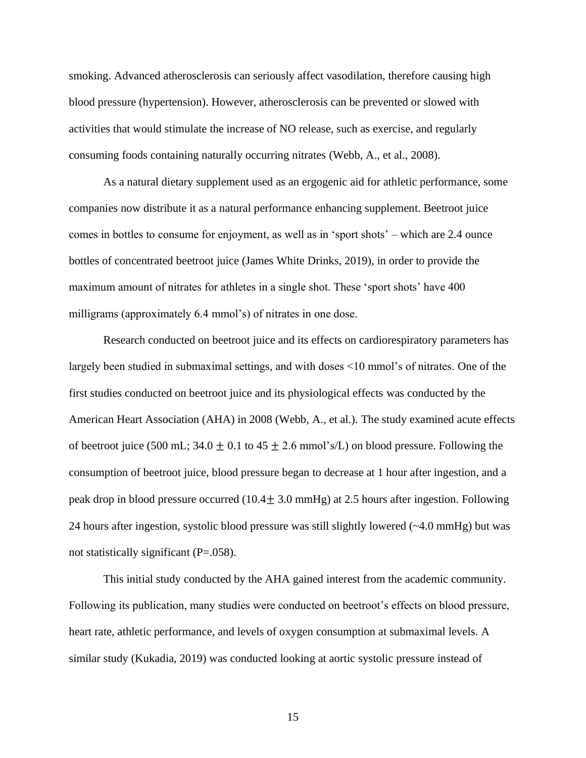smoking. Advanced atherosclerosis can seriously affect vasodilation, therefore causing high blood pressure (hypertension). However, atherosclerosis can be prevented or slowed with activities that would stimulate the increase of NO release, such as exercise, and regularly consuming foods containing naturally occurring nitrates (Webb, A., et al., 2008).

As a natural dietary supplement used as an ergogenic aid for athletic performance, some companies now distribute it as a natural performance enhancing supplement. Beetroot juice comes in bottles to consume for enjoyment, as well as in 'sport shots' – which are 2.4 ounce bottles of concentrated beetroot juice (James White Drinks, 2019), in order to provide the maximum amount of nitrates for athletes in a single shot. These 'sport shots' have 400 milligrams (approximately 6.4 mmol's) of nitrates in one dose.

Research conducted on beetroot juice and its effects on cardiorespiratory parameters has largely been studied in submaximal settings, and with doses <10 mmol's of nitrates. One of the first studies conducted on beetroot juice and its physiological effects was conducted by the American Heart Association (AHA) in 2008 (Webb, A., et al.). The study examined acute effects of beetroot juice (500 mL; $34.0 \pm 0.1$ to $45 \pm 2.6$ mmol's/L) on blood pressure. Following the consumption of beetroot juice, blood pressure began to decrease at 1 hour after ingestion, and a peak drop in blood pressure occurred ($10.4 \pm 3.0$ mmHg) at 2.5 hours after ingestion. Following 24 hours after ingestion, systolic blood pressure was still slightly lowered (~4.0 mmHg) but was not statistically significant ($P = .058$).

This initial study conducted by the AHA gained interest from the academic community. Following its publication, many studies were conducted on beetroot's effects on blood pressure, heart rate, athletic performance, and levels of oxygen consumption at submaximal levels. A similar study (Kukadia, 2019) was conducted looking at aortic systolic pressure instead of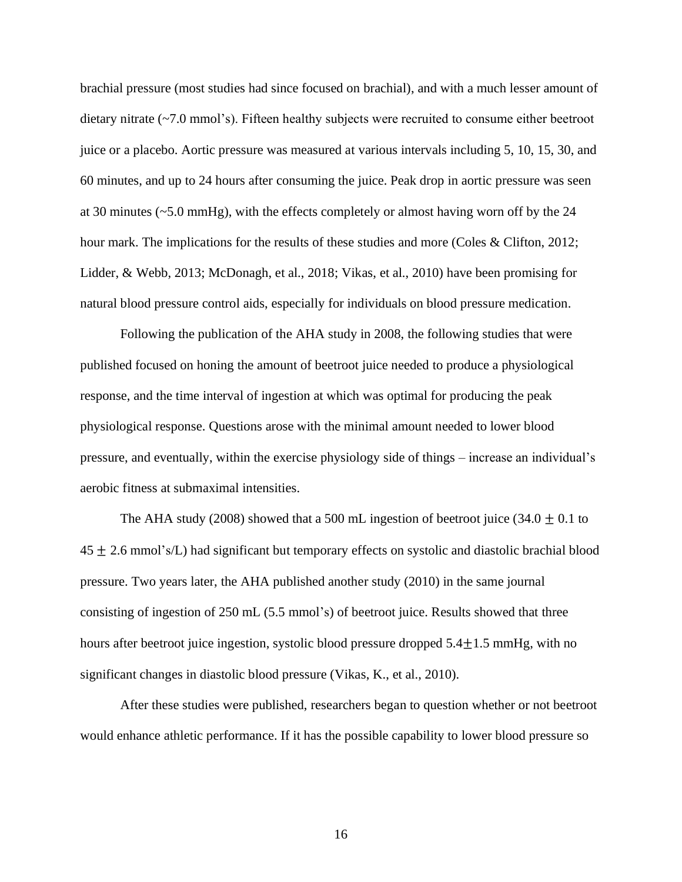brachial pressure (most studies had since focused on brachial), and with a much lesser amount of dietary nitrate (~7.0 mmol's). Fifteen healthy subjects were recruited to consume either beetroot juice or a placebo. Aortic pressure was measured at various intervals including 5, 10, 15, 30, and 60 minutes, and up to 24 hours after consuming the juice. Peak drop in aortic pressure was seen at 30 minutes (~5.0 mmHg), with the effects completely or almost having worn off by the 24 hour mark. The implications for the results of these studies and more (Coles & Clifton, 2012; Lidder, & Webb, 2013; McDonagh, et al., 2018; Vikas, et al., 2010) have been promising for natural blood pressure control aids, especially for individuals on blood pressure medication.

Following the publication of the AHA study in 2008, the following studies that were published focused on honing the amount of beetroot juice needed to produce a physiological response, and the time interval of ingestion at which was optimal for producing the peak physiological response. Questions arose with the minimal amount needed to lower blood pressure, and eventually, within the exercise physiology side of things – increase an individual's aerobic fitness at submaximal intensities.

The AHA study (2008) showed that a 500 mL ingestion of beetroot juice ($34.0 \pm 0.1$ to $45 \pm 2.6$ mmol's/L) had significant but temporary effects on systolic and diastolic brachial blood pressure. Two years later, the AHA published another study (2010) in the same journal consisting of ingestion of 250 mL (5.5 mmol's) of beetroot juice. Results showed that three hours after beetroot juice ingestion, systolic blood pressure dropped $5.4 \pm 1.5$ mmHg, with no significant changes in diastolic blood pressure (Vikas, K., et al., 2010).

After these studies were published, researchers began to question whether or not beetroot would enhance athletic performance. If it has the possible capability to lower blood pressure so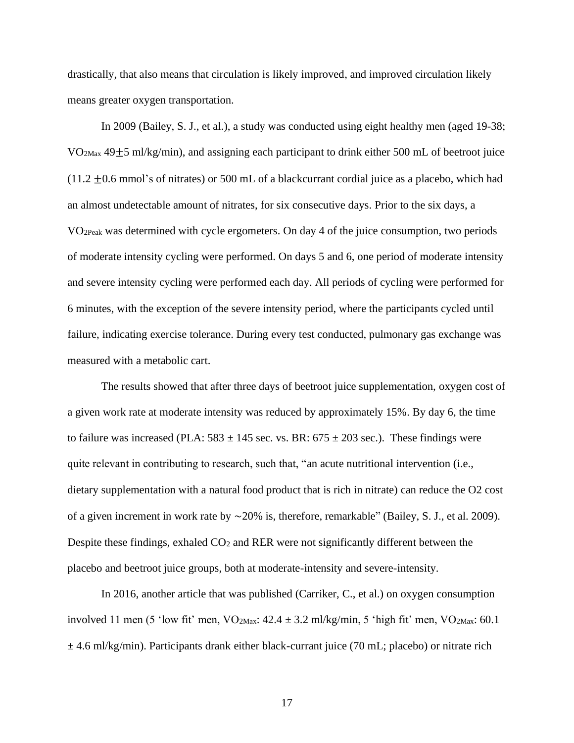drastically, that also means that circulation is likely improved, and improved circulation likely means greater oxygen transportation.

In 2009 (Bailey, S. J., et al.), a study was conducted using eight healthy men (aged 19-38; $VO_{2Max}$ 49±5 ml/kg/min), and assigning each participant to drink either 500 mL of beetroot juice (11.2 ±0.6 mmol's of nitrates) or 500 mL of a blackcurrant cordial juice as a placebo, which had an almost undetectable amount of nitrates, for six consecutive days. Prior to the six days, a $VO_{2Peak}$ was determined with cycle ergometers. On day 4 of the juice consumption, two periods of moderate intensity cycling were performed. On days 5 and 6, one period of moderate intensity and severe intensity cycling were performed each day. All periods of cycling were performed for 6 minutes, with the exception of the severe intensity period, where the participants cycled until failure, indicating exercise tolerance. During every test conducted, pulmonary gas exchange was measured with a metabolic cart.

The results showed that after three days of beetroot juice supplementation, oxygen cost of a given work rate at moderate intensity was reduced by approximately 15%. By day 6, the time to failure was increased (PLA: 583 ± 145 sec. vs. BR: 675 ± 203 sec.). These findings were quite relevant in contributing to research, such that, "an acute nutritional intervention (i.e., dietary supplementation with a natural food product that is rich in nitrate) can reduce the O2 cost of a given increment in work rate by ∼20% is, therefore, remarkable" (Bailey, S. J., et al. 2009). Despite these findings, exhaled $CO_2$ and RER were not significantly different between the placebo and beetroot juice groups, both at moderate-intensity and severe-intensity.

In 2016, another article that was published (Carriker, C., et al.) on oxygen consumption involved 11 men (5 'low fit' men, $VO_{2Max}$: 42.4 ± 3.2 ml/kg/min, 5 'high fit' men, $VO_{2Max}$: 60.1 ± 4.6 ml/kg/min). Participants drank either black-currant juice (70 mL; placebo) or nitrate rich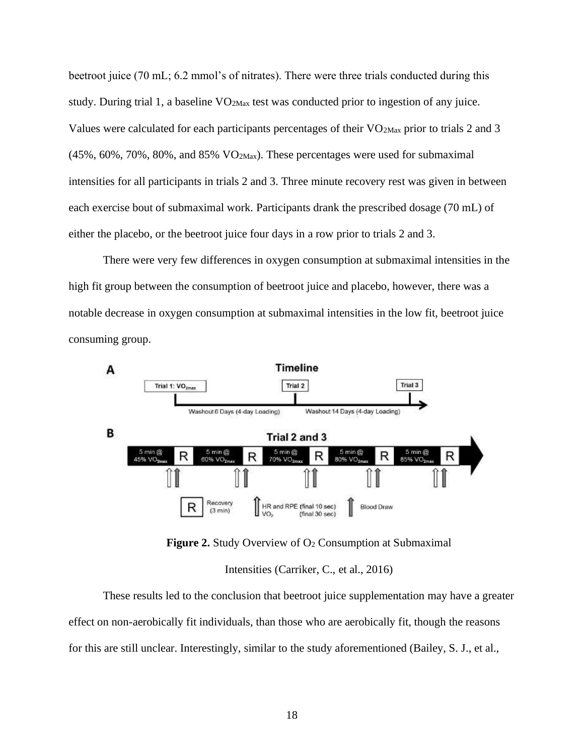beetroot juice (70 mL; 6.2 mmol's of nitrates). There were three trials conducted during this study. During trial 1, a baseline $VO_{2Max}$ test was conducted prior to ingestion of any juice. Values were calculated for each participants percentages of their $VO_{2Max}$ prior to trials 2 and 3 (45%, 60%, 70%, 80%, and 85% $VO_{2Max}$). These percentages were used for submaximal intensities for all participants in trials 2 and 3. Three minute recovery rest was given in between each exercise bout of submaximal work. Participants drank the prescribed dosage (70 mL) of either the placebo, or the beetroot juice four days in a row prior to trials 2 and 3.

There were very few differences in oxygen consumption at submaximal intensities in the high fit group between the consumption of beetroot juice and placebo, however, there was a notable decrease in oxygen consumption at submaximal intensities in the low fit, beetroot juice consuming group.

A

Timeline

Trial 1: $VO_{2max}$

Trial 2

Trial 3

Washout 6 Days (4-day Loading)

Washout 14 Days (4-day Loading)

B

Trial 2 and 3

5 min @ 45% $VO_{2max}$

R

5 min @ 60% $VO_{2max}$

R

5 min @ 70% $VO_{2max}$

R

5 min @ 80% $VO_{2max}$

R

5 min @ 85% $VO_{2max}$

R

R Recovery (3 min)

HR and RPE (final 10 sec) $VO_2$ (final 30 sec)

Blood Draw

**Figure 2.** Study Overview of $O_2$ Consumption at Submaximal Intensities (Carriker, C., et al., 2016)

These results led to the conclusion that beetroot juice supplementation may have a greater effect on non-aerobically fit individuals, than those who are aerobically fit, though the reasons for this are still unclear. Interestingly, similar to the study aforementioned (Bailey, S. J., et al.,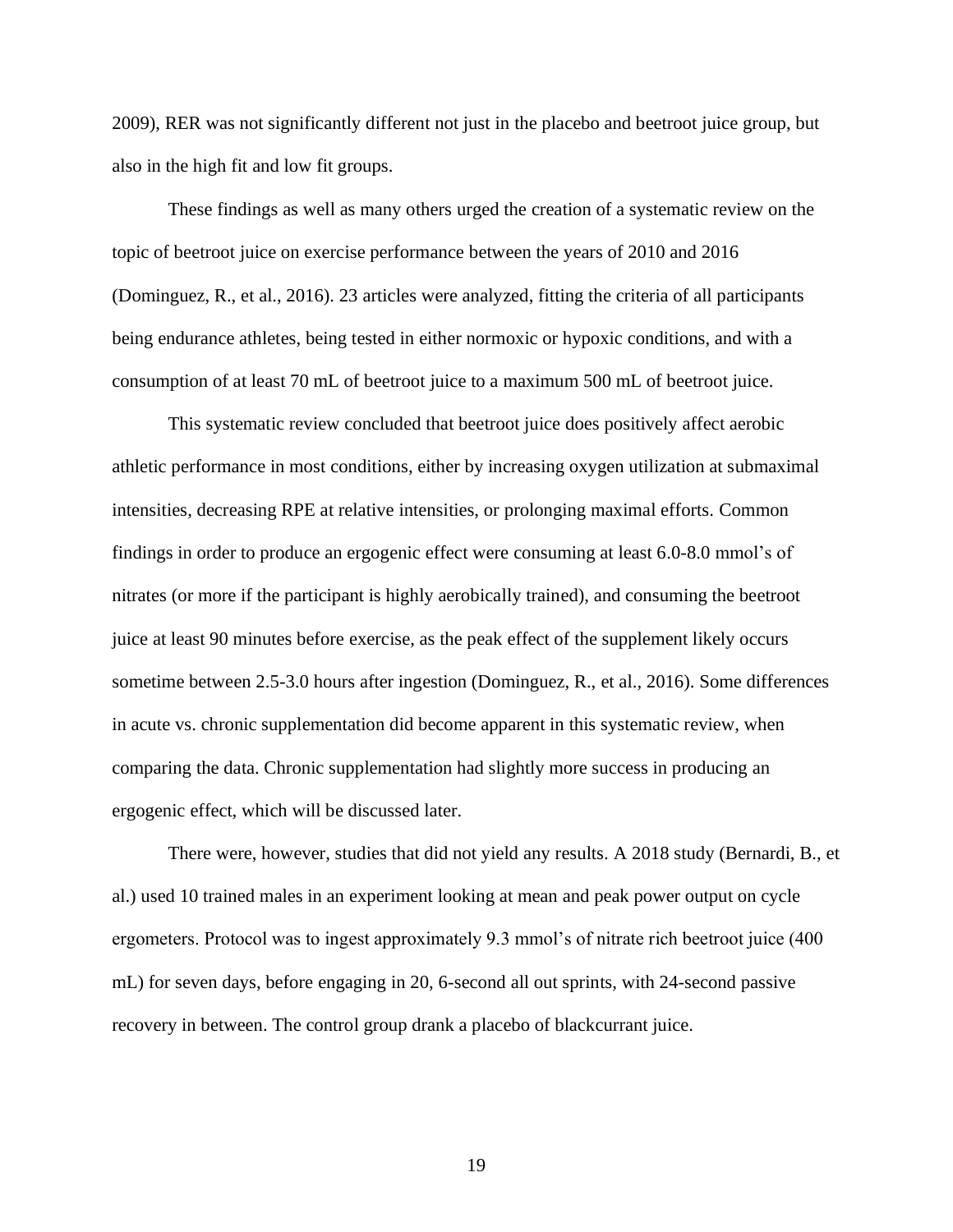2009), RER was not significantly different not just in the placebo and beetroot juice group, but also in the high fit and low fit groups.

These findings as well as many others urged the creation of a systematic review on the topic of beetroot juice on exercise performance between the years of 2010 and 2016 (Dominguez, R., et al., 2016). 23 articles were analyzed, fitting the criteria of all participants being endurance athletes, being tested in either normoxic or hypoxic conditions, and with a consumption of at least 70 mL of beetroot juice to a maximum 500 mL of beetroot juice.

This systematic review concluded that beetroot juice does positively affect aerobic athletic performance in most conditions, either by increasing oxygen utilization at submaximal intensities, decreasing RPE at relative intensities, or prolonging maximal efforts. Common findings in order to produce an ergogenic effect were consuming at least 6.0-8.0 mmol's of nitrates (or more if the participant is highly aerobically trained), and consuming the beetroot juice at least 90 minutes before exercise, as the peak effect of the supplement likely occurs sometime between 2.5-3.0 hours after ingestion (Dominguez, R., et al., 2016). Some differences in acute vs. chronic supplementation did become apparent in this systematic review, when comparing the data. Chronic supplementation had slightly more success in producing an ergogenic effect, which will be discussed later.

There were, however, studies that did not yield any results. A 2018 study (Bernardi, B., et al.) used 10 trained males in an experiment looking at mean and peak power output on cycle ergometers. Protocol was to ingest approximately 9.3 mmol's of nitrate rich beetroot juice (400 mL) for seven days, before engaging in 20, 6-second all out sprints, with 24-second passive recovery in between. The control group drank a placebo of blackcurrant juice.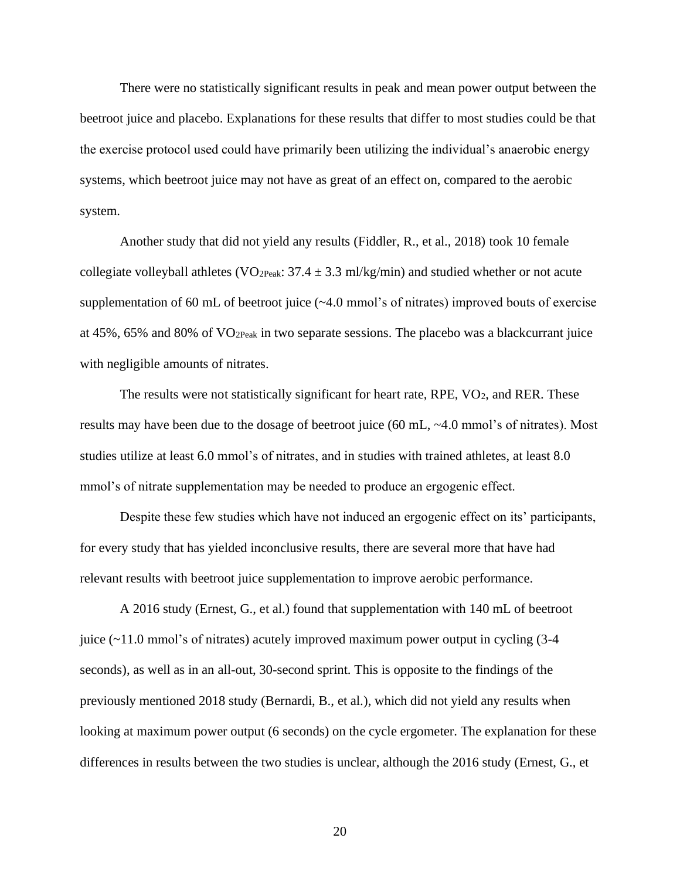There were no statistically significant results in peak and mean power output between the beetroot juice and placebo. Explanations for these results that differ to most studies could be that the exercise protocol used could have primarily been utilizing the individual's anaerobic energy systems, which beetroot juice may not have as great of an effect on, compared to the aerobic system.

Another study that did not yield any results (Fiddler, R., et al., 2018) took 10 female collegiate volleyball athletes ($VO_{2Peak}$: 37.4 ± 3.3 ml/kg/min) and studied whether or not acute supplementation of 60 mL of beetroot juice (~4.0 mmol's of nitrates) improved bouts of exercise at 45%, 65% and 80% of $VO_{2Peak}$ in two separate sessions. The placebo was a blackcurrant juice with negligible amounts of nitrates.

The results were not statistically significant for heart rate, RPE, $VO_2$, and RER. These results may have been due to the dosage of beetroot juice (60 mL, ~4.0 mmol's of nitrates). Most studies utilize at least 6.0 mmol's of nitrates, and in studies with trained athletes, at least 8.0 mmol's of nitrate supplementation may be needed to produce an ergogenic effect.

Despite these few studies which have not induced an ergogenic effect on its' participants, for every study that has yielded inconclusive results, there are several more that have had relevant results with beetroot juice supplementation to improve aerobic performance.

A 2016 study (Ernest, G., et al.) found that supplementation with 140 mL of beetroot juice (~11.0 mmol's of nitrates) acutely improved maximum power output in cycling (3-4 seconds), as well as in an all-out, 30-second sprint. This is opposite to the findings of the previously mentioned 2018 study (Bernardi, B., et al.), which did not yield any results when looking at maximum power output (6 seconds) on the cycle ergometer. The explanation for these differences in results between the two studies is unclear, although the 2016 study (Ernest, G., et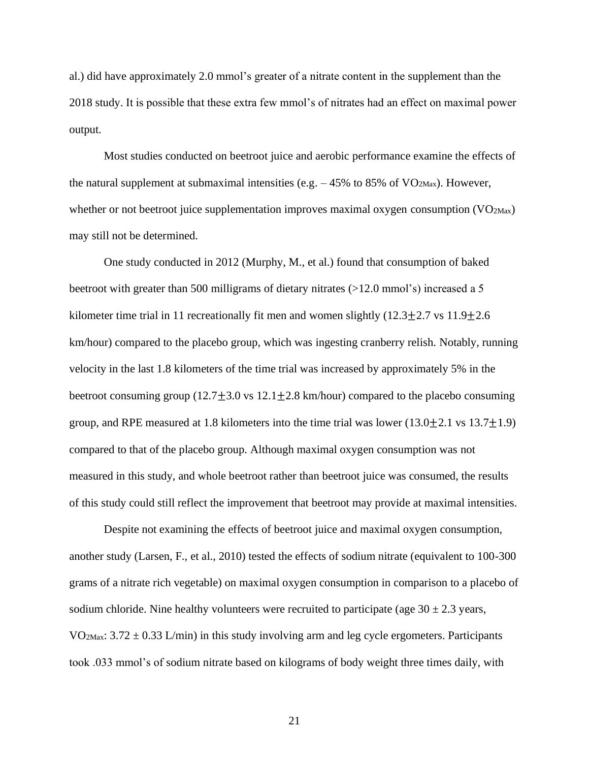al.) did have approximately 2.0 mmol's greater of a nitrate content in the supplement than the 2018 study. It is possible that these extra few mmol's of nitrates had an effect on maximal power output.

Most studies conducted on beetroot juice and aerobic performance examine the effects of the natural supplement at submaximal intensities (e.g. – 45% to 85% of $VO_{2Max}$). However, whether or not beetroot juice supplementation improves maximal oxygen consumption ($VO_{2Max}$) may still not be determined.

One study conducted in 2012 (Murphy, M., et al.) found that consumption of baked beetroot with greater than 500 milligrams of dietary nitrates (>12.0 mmol's) increased a 5 kilometer time trial in 11 recreationally fit men and women slightly ($12.3 \pm 2.7$ vs $11.9 \pm 2.6$ km/hour) compared to the placebo group, which was ingesting cranberry relish. Notably, running velocity in the last 1.8 kilometers of the time trial was increased by approximately 5% in the beetroot consuming group ($12.7 \pm 3.0$ vs $12.1 \pm 2.8$ km/hour) compared to the placebo consuming group, and RPE measured at 1.8 kilometers into the time trial was lower ($13.0 \pm 2.1$ vs $13.7 \pm 1.9$) compared to that of the placebo group. Although maximal oxygen consumption was not measured in this study, and whole beetroot rather than beetroot juice was consumed, the results of this study could still reflect the improvement that beetroot may provide at maximal intensities.

Despite not examining the effects of beetroot juice and maximal oxygen consumption, another study (Larsen, F., et al., 2010) tested the effects of sodium nitrate (equivalent to 100-300 grams of a nitrate rich vegetable) on maximal oxygen consumption in comparison to a placebo of sodium chloride. Nine healthy volunteers were recruited to participate (age $30 \pm 2.3$ years, $VO_{2Max}$: $3.72 \pm 0.33$ L/min) in this study involving arm and leg cycle ergometers. Participants took .033 mmol's of sodium nitrate based on kilograms of body weight three times daily, with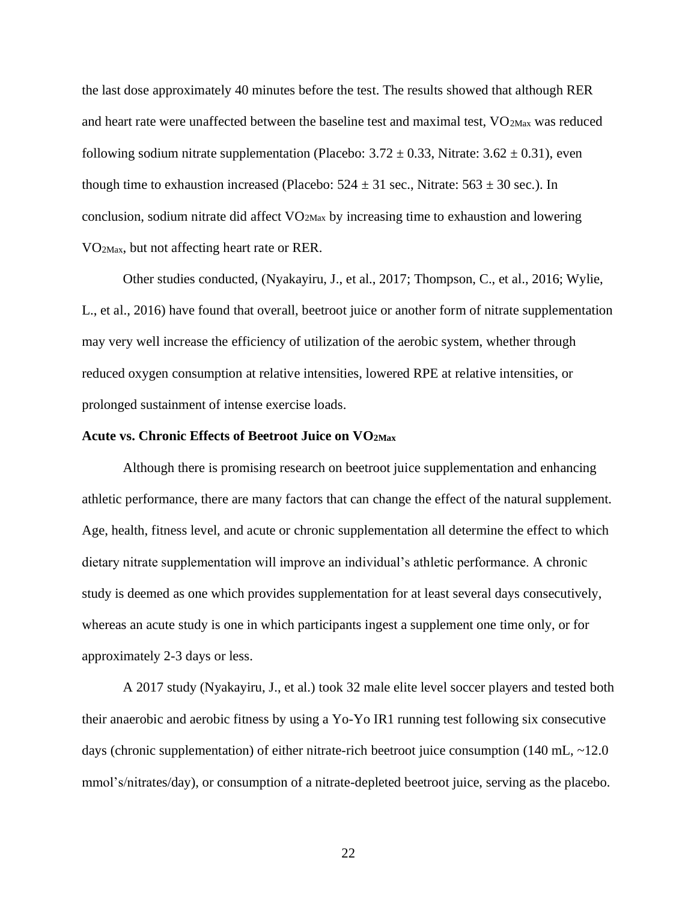the last dose approximately 40 minutes before the test. The results showed that although RER and heart rate were unaffected between the baseline test and maximal test, $VO_{2Max}$ was reduced following sodium nitrate supplementation (Placebo: $3.72 \pm 0.33$, Nitrate: $3.62 \pm 0.31$), even though time to exhaustion increased (Placebo: $524 \pm 31$ sec., Nitrate: $563 \pm 30$ sec.). In conclusion, sodium nitrate did affect $VO_{2Max}$ by increasing time to exhaustion and lowering $VO_{2Max}$, but not affecting heart rate or RER.

Other studies conducted, (Nyakayiru, J., et al., 2017; Thompson, C., et al., 2016; Wylie, L., et al., 2016) have found that overall, beetroot juice or another form of nitrate supplementation may very well increase the efficiency of utilization of the aerobic system, whether through reduced oxygen consumption at relative intensities, lowered RPE at relative intensities, or prolonged sustainment of intense exercise loads.

**Acute vs. Chronic Effects of Beetroot Juice on $VO_{2Max}$**

Although there is promising research on beetroot juice supplementation and enhancing athletic performance, there are many factors that can change the effect of the natural supplement. Age, health, fitness level, and acute or chronic supplementation all determine the effect to which dietary nitrate supplementation will improve an individual's athletic performance. A chronic study is deemed as one which provides supplementation for at least several days consecutively, whereas an acute study is one in which participants ingest a supplement one time only, or for approximately 2-3 days or less.

A 2017 study (Nyakayiru, J., et al.) took 32 male elite level soccer players and tested both their anaerobic and aerobic fitness by using a Yo-Yo IR1 running test following six consecutive days (chronic supplementation) of either nitrate-rich beetroot juice consumption (140 mL, ~12.0 mmol's/nitrates/day), or consumption of a nitrate-depleted beetroot juice, serving as the placebo.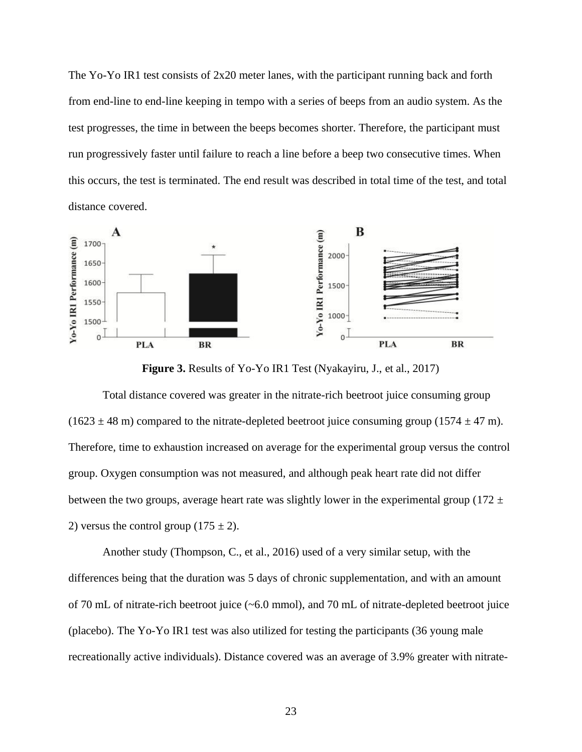The Yo-Yo IR1 test consists of 2x20 meter lanes, with the participant running back and forth from end-line to end-line keeping in tempo with a series of beeps from an audio system. As the test progresses, the time in between the beeps becomes shorter. Therefore, the participant must run progressively faster until failure to reach a line before a beep two consecutive times. When this occurs, the test is terminated. The end result was described in total time of the test, and total distance covered.

A

Yo-Yo IR1 Performance (m)

1700
1650
1600
1550
1500
0

*

PLA
BR

B

Yo-Yo IR1 Performance (m)

2000
1500
1000
0

PLA
BR

**Figure 3.** Results of Yo-Yo IR1 Test (Nyakayiru, J., et al., 2017)

Total distance covered was greater in the nitrate-rich beetroot juice consuming group ($1623 \pm 48$ m) compared to the nitrate-depleted beetroot juice consuming group ($1574 \pm 47$ m). Therefore, time to exhaustion increased on average for the experimental group versus the control group. Oxygen consumption was not measured, and although peak heart rate did not differ between the two groups, average heart rate was slightly lower in the experimental group ($172 \pm 2$) versus the control group ($175 \pm 2$).

Another study (Thompson, C., et al., 2016) used of a very similar setup, with the differences being that the duration was 5 days of chronic supplementation, and with an amount of 70 mL of nitrate-rich beetroot juice (~6.0 mmol), and 70 mL of nitrate-depleted beetroot juice (placebo). The Yo-Yo IR1 test was also utilized for testing the participants (36 young male recreationally active individuals). Distance covered was an average of 3.9% greater with nitrate-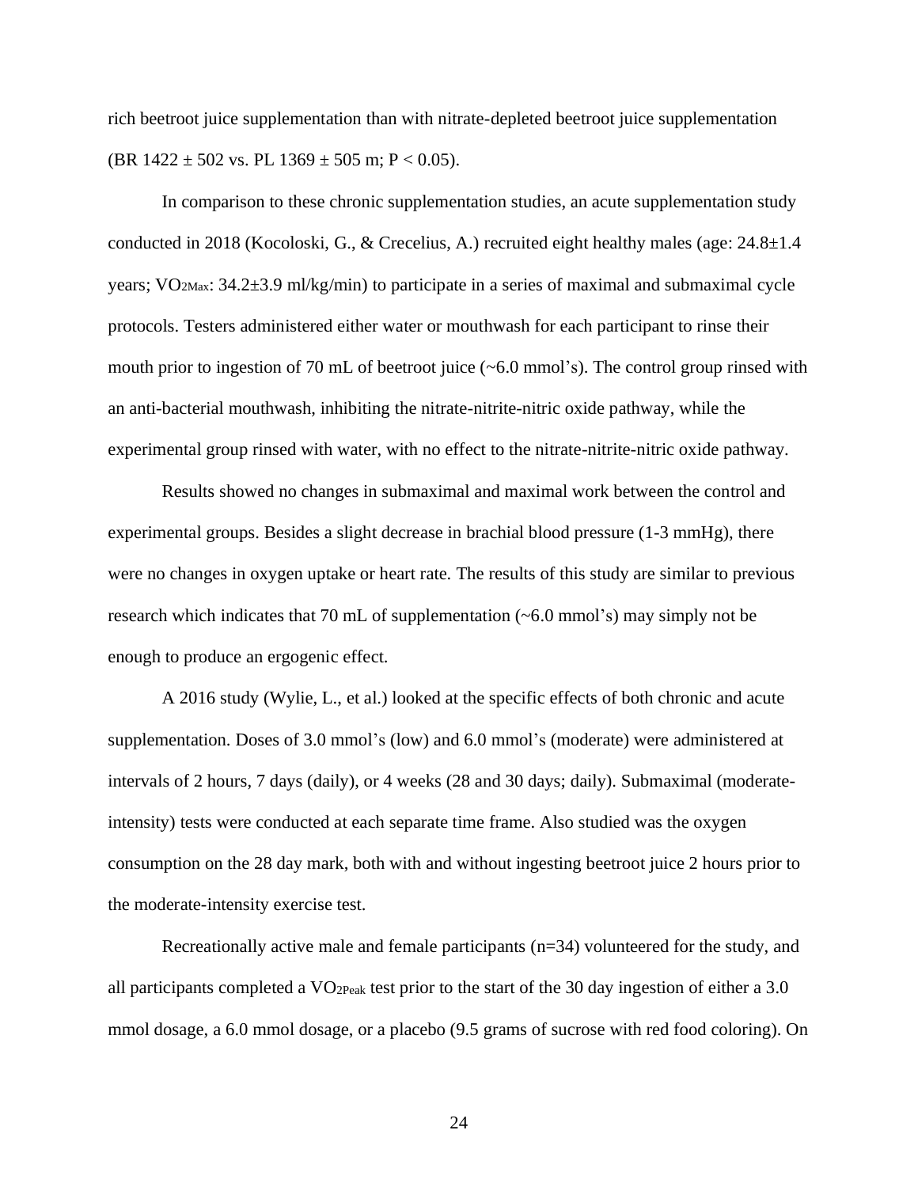rich beetroot juice supplementation than with nitrate-depleted beetroot juice supplementation (BR 1422 ± 502 vs. PL 1369 ± 505 m; $P < 0.05$).

In comparison to these chronic supplementation studies, an acute supplementation study conducted in 2018 (Kocoloski, G., & Crecelius, A.) recruited eight healthy males (age: 24.8±1.4 years; $VO_{2Max}$: 34.2±3.9 ml/kg/min) to participate in a series of maximal and submaximal cycle protocols. Testers administered either water or mouthwash for each participant to rinse their mouth prior to ingestion of 70 mL of beetroot juice (~6.0 mmol's). The control group rinsed with an anti-bacterial mouthwash, inhibiting the nitrate-nitrite-nitric oxide pathway, while the experimental group rinsed with water, with no effect to the nitrate-nitrite-nitric oxide pathway.

Results showed no changes in submaximal and maximal work between the control and experimental groups. Besides a slight decrease in brachial blood pressure (1-3 mmHg), there were no changes in oxygen uptake or heart rate. The results of this study are similar to previous research which indicates that 70 mL of supplementation (~6.0 mmol's) may simply not be enough to produce an ergogenic effect.

A 2016 study (Wylie, L., et al.) looked at the specific effects of both chronic and acute supplementation. Doses of 3.0 mmol's (low) and 6.0 mmol's (moderate) were administered at intervals of 2 hours, 7 days (daily), or 4 weeks (28 and 30 days; daily). Submaximal (moderate-intensity) tests were conducted at each separate time frame. Also studied was the oxygen consumption on the 28 day mark, both with and without ingesting beetroot juice 2 hours prior to the moderate-intensity exercise test.

Recreationally active male and female participants (n=34) volunteered for the study, and all participants completed a $VO_{2Peak}$ test prior to the start of the 30 day ingestion of either a 3.0 mmol dosage, a 6.0 mmol dosage, or a placebo (9.5 grams of sucrose with red food coloring). On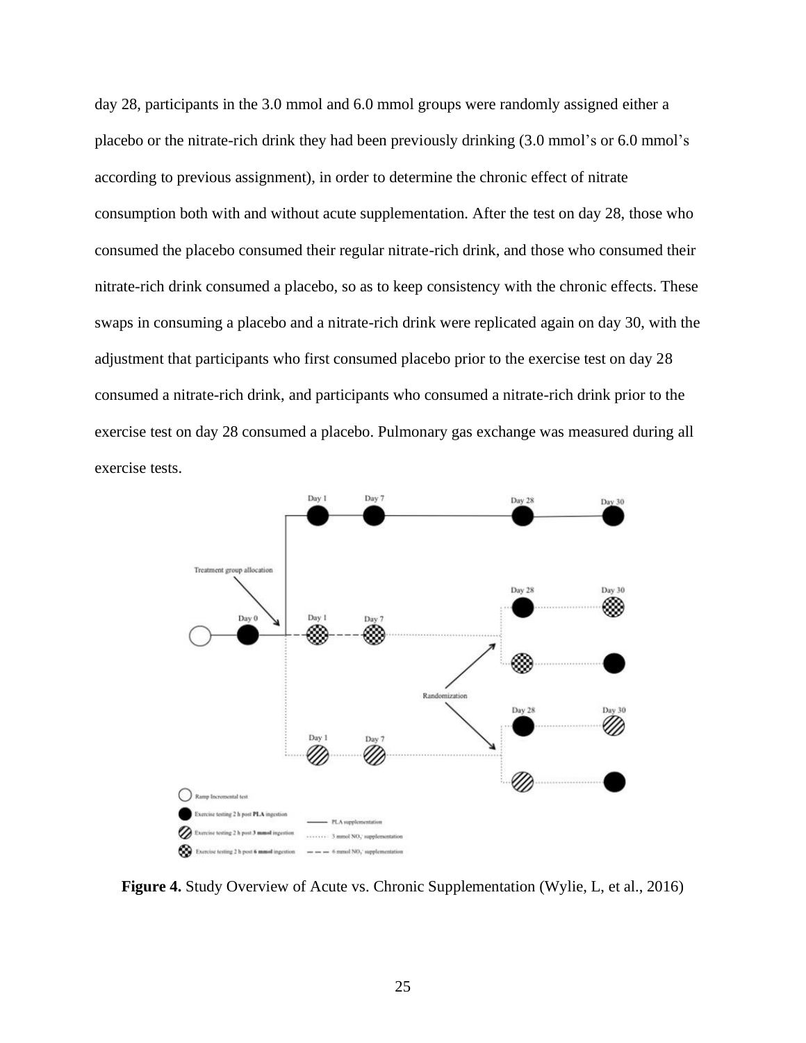day 28, participants in the 3.0 mmol and 6.0 mmol groups were randomly assigned either a placebo or the nitrate-rich drink they had been previously drinking (3.0 mmol's or 6.0 mmol's according to previous assignment), in order to determine the chronic effect of nitrate consumption both with and without acute supplementation. After the test on day 28, those who consumed the placebo consumed their regular nitrate-rich drink, and those who consumed their nitrate-rich drink consumed a placebo, so as to keep consistency with the chronic effects. These swaps in consuming a placebo and a nitrate-rich drink were replicated again on day 30, with the adjustment that participants who first consumed placebo prior to the exercise test on day 28 consumed a nitrate-rich drink, and participants who consumed a nitrate-rich drink prior to the exercise test on day 28 consumed a placebo. Pulmonary gas exchange was measured during all exercise tests.

Day 1
Day 7
Day 28
Day 30
Treatment group allocation
Day 0
Day 1
Day 7
Day 28
Day 30
Randomization
Day 28
Day 30
Day 1
Day 7

Ramp Incremental test
Exercise testing 2 h post **PLA** ingestion
Exercise testing 2 h post **3 mmol** ingestion
Exercise testing 2 h post **6 mmol** ingestion
PLA supplementation
3 mmol $NO_3^-$ supplementation
6 mmol $NO_3^-$ supplementation

**Figure 4.** Study Overview of Acute vs. Chronic Supplementation (Wylie, L, et al., 2016)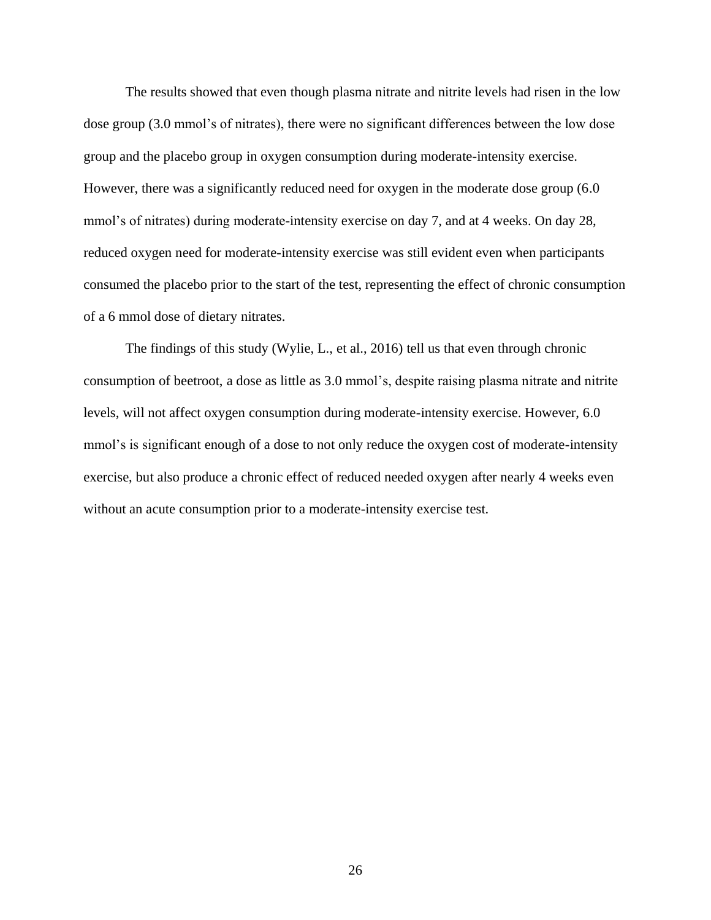The results showed that even though plasma nitrate and nitrite levels had risen in the low dose group (3.0 mmol's of nitrates), there were no significant differences between the low dose group and the placebo group in oxygen consumption during moderate-intensity exercise. However, there was a significantly reduced need for oxygen in the moderate dose group (6.0 mmol's of nitrates) during moderate-intensity exercise on day 7, and at 4 weeks. On day 28, reduced oxygen need for moderate-intensity exercise was still evident even when participants consumed the placebo prior to the start of the test, representing the effect of chronic consumption of a 6 mmol dose of dietary nitrates.

The findings of this study (Wylie, L., et al., 2016) tell us that even through chronic consumption of beetroot, a dose as little as 3.0 mmol's, despite raising plasma nitrate and nitrite levels, will not affect oxygen consumption during moderate-intensity exercise. However, 6.0 mmol's is significant enough of a dose to not only reduce the oxygen cost of moderate-intensity exercise, but also produce a chronic effect of reduced needed oxygen after nearly 4 weeks even without an acute consumption prior to a moderate-intensity exercise test.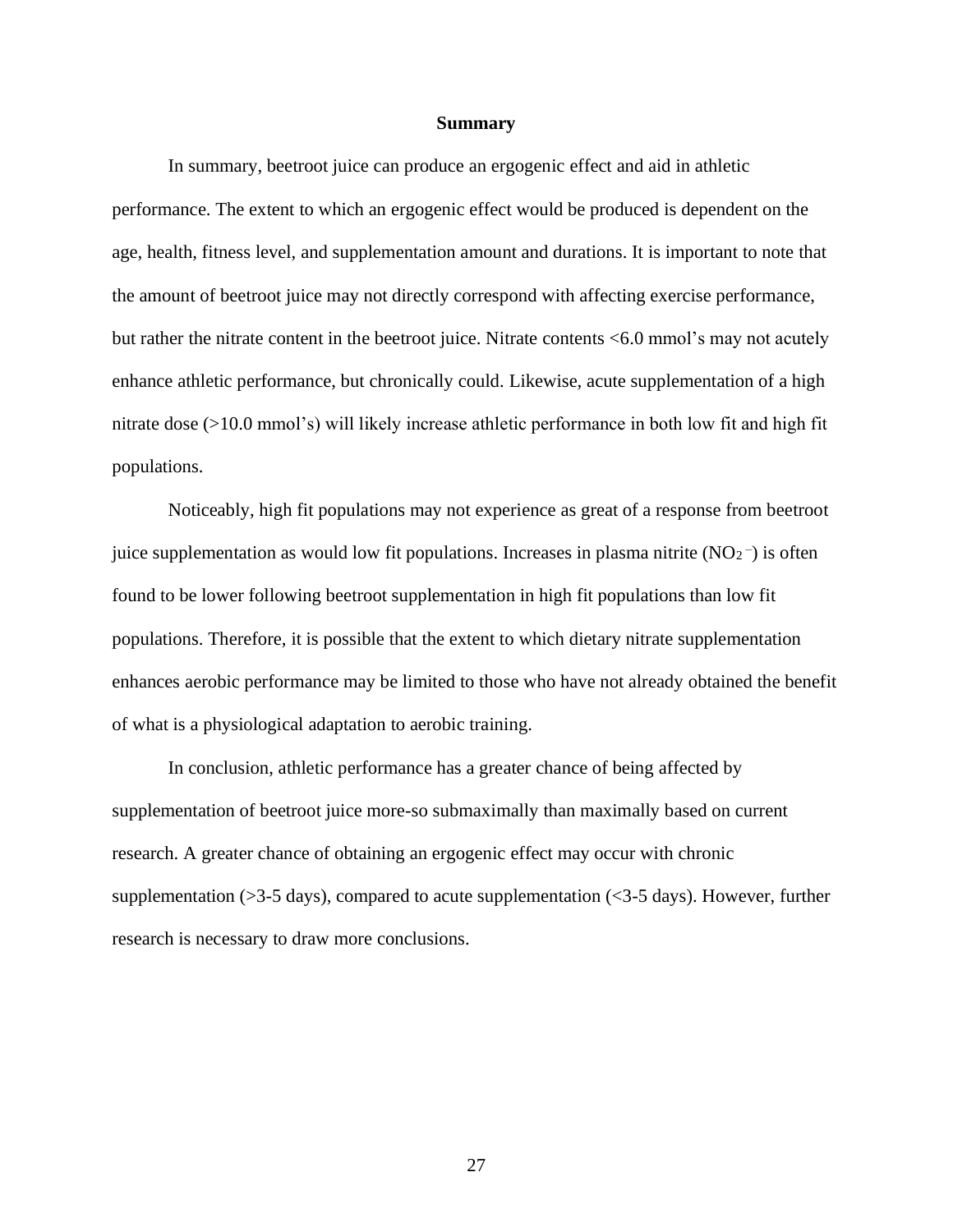## Summary

In summary, beetroot juice can produce an ergogenic effect and aid in athletic performance. The extent to which an ergogenic effect would be produced is dependent on the age, health, fitness level, and supplementation amount and durations. It is important to note that the amount of beetroot juice may not directly correspond with affecting exercise performance, but rather the nitrate content in the beetroot juice. Nitrate contents <6.0 mmol's may not acutely enhance athletic performance, but chronically could. Likewise, acute supplementation of a high nitrate dose (>10.0 mmol's) will likely increase athletic performance in both low fit and high fit populations.

Noticeably, high fit populations may not experience as great of a response from beetroot juice supplementation as would low fit populations. Increases in plasma nitrite ($NO_2^-$) is often found to be lower following beetroot supplementation in high fit populations than low fit populations. Therefore, it is possible that the extent to which dietary nitrate supplementation enhances aerobic performance may be limited to those who have not already obtained the benefit of what is a physiological adaptation to aerobic training.

In conclusion, athletic performance has a greater chance of being affected by supplementation of beetroot juice more-so submaximally than maximally based on current research. A greater chance of obtaining an ergogenic effect may occur with chronic supplementation (>3-5 days), compared to acute supplementation (<3-5 days). However, further research is necessary to draw more conclusions.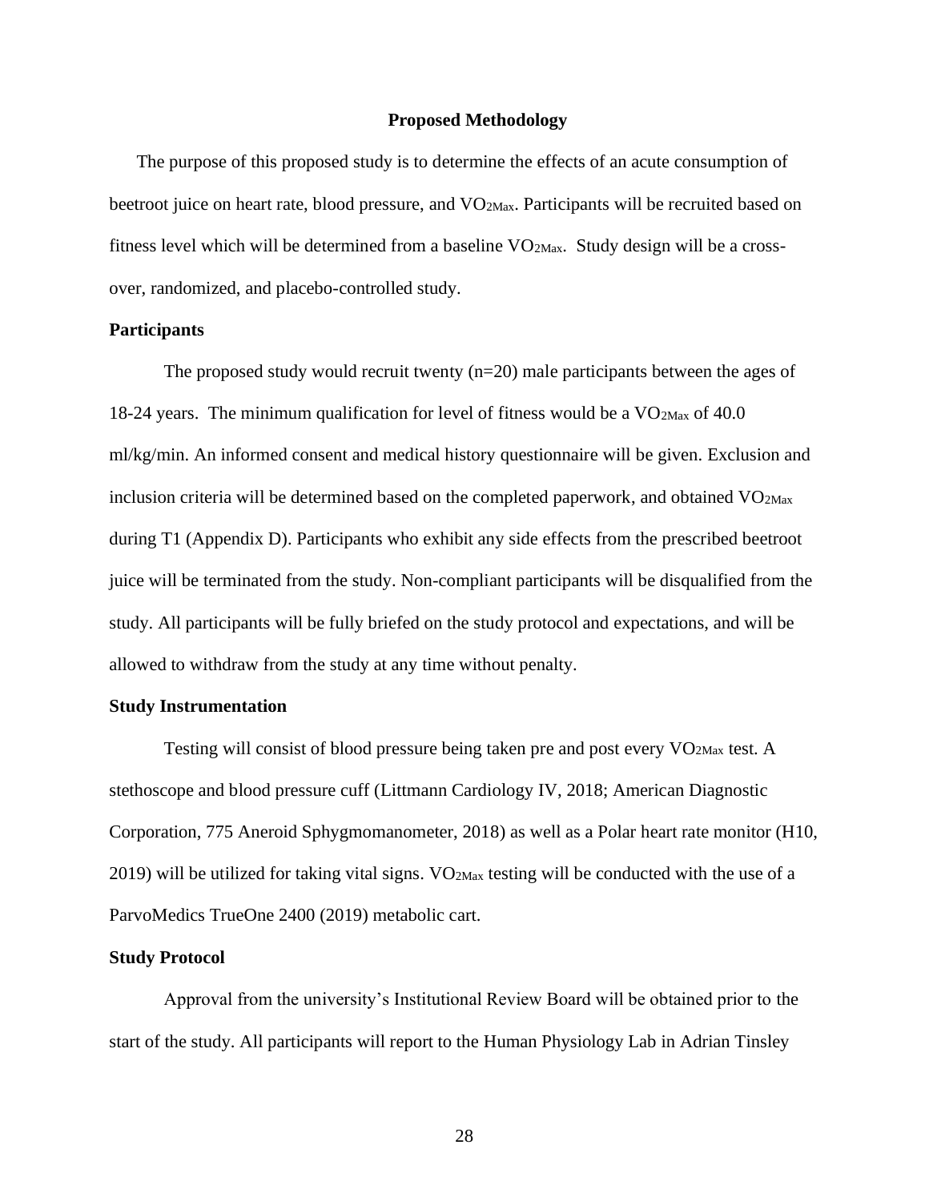# Proposed Methodology

The purpose of this proposed study is to determine the effects of an acute consumption of beetroot juice on heart rate, blood pressure, and $VO_{2Max}$. Participants will be recruited based on fitness level which will be determined from a baseline $VO_{2Max}$. Study design will be a cross-over, randomized, and placebo-controlled study.

## Participants

The proposed study would recruit twenty (n=20) male participants between the ages of 18-24 years. The minimum qualification for level of fitness would be a $VO_{2Max}$ of 40.0 ml/kg/min. An informed consent and medical history questionnaire will be given. Exclusion and inclusion criteria will be determined based on the completed paperwork, and obtained $VO_{2Max}$ during T1 (Appendix D). Participants who exhibit any side effects from the prescribed beetroot juice will be terminated from the study. Non-compliant participants will be disqualified from the study. All participants will be fully briefed on the study protocol and expectations, and will be allowed to withdraw from the study at any time without penalty.

## Study Instrumentation

Testing will consist of blood pressure being taken pre and post every $VO_{2Max}$ test. A stethoscope and blood pressure cuff (Littmann Cardiology IV, 2018; American Diagnostic Corporation, 775 Aneroid Sphygmomanometer, 2018) as well as a Polar heart rate monitor (H10, 2019) will be utilized for taking vital signs. $VO_{2Max}$ testing will be conducted with the use of a ParvoMedics TrueOne 2400 (2019) metabolic cart.

## Study Protocol

Approval from the university's Institutional Review Board will be obtained prior to the start of the study. All participants will report to the Human Physiology Lab in Adrian Tinsley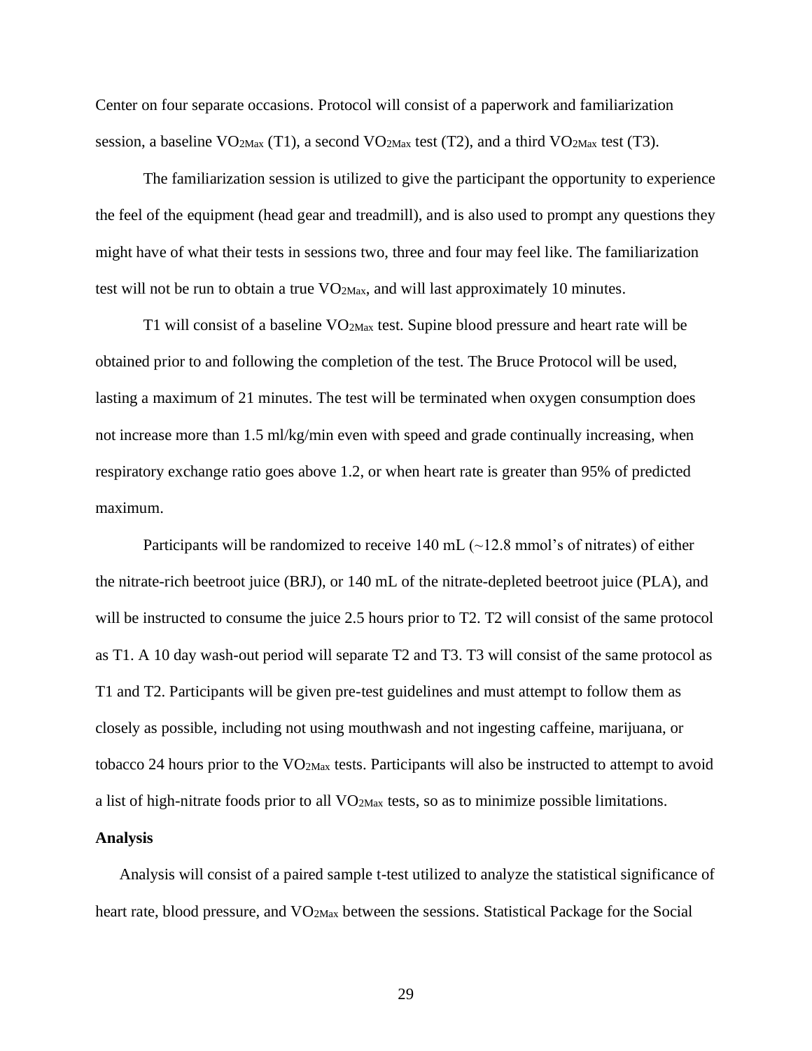Center on four separate occasions. Protocol will consist of a paperwork and familiarization session, a baseline $VO_{2Max}$ (T1), a second $VO_{2Max}$ test (T2), and a third $VO_{2Max}$ test (T3).

The familiarization session is utilized to give the participant the opportunity to experience the feel of the equipment (head gear and treadmill), and is also used to prompt any questions they might have of what their tests in sessions two, three and four may feel like. The familiarization test will not be run to obtain a true $VO_{2Max}$, and will last approximately 10 minutes.

T1 will consist of a baseline $VO_{2Max}$ test. Supine blood pressure and heart rate will be obtained prior to and following the completion of the test. The Bruce Protocol will be used, lasting a maximum of 21 minutes. The test will be terminated when oxygen consumption does not increase more than 1.5 ml/kg/min even with speed and grade continually increasing, when respiratory exchange ratio goes above 1.2, or when heart rate is greater than 95% of predicted maximum.

Participants will be randomized to receive 140 mL (~12.8 mmol's of nitrates) of either the nitrate-rich beetroot juice (BRJ), or 140 mL of the nitrate-depleted beetroot juice (PLA), and will be instructed to consume the juice 2.5 hours prior to T2. T2 will consist of the same protocol as T1. A 10 day wash-out period will separate T2 and T3. T3 will consist of the same protocol as T1 and T2. Participants will be given pre-test guidelines and must attempt to follow them as closely as possible, including not using mouthwash and not ingesting caffeine, marijuana, or tobacco 24 hours prior to the $VO_{2Max}$ tests. Participants will also be instructed to attempt to avoid a list of high-nitrate foods prior to all $VO_{2Max}$ tests, so as to minimize possible limitations.

**Analysis**

Analysis will consist of a paired sample t-test utilized to analyze the statistical significance of heart rate, blood pressure, and $VO_{2Max}$ between the sessions. Statistical Package for the Social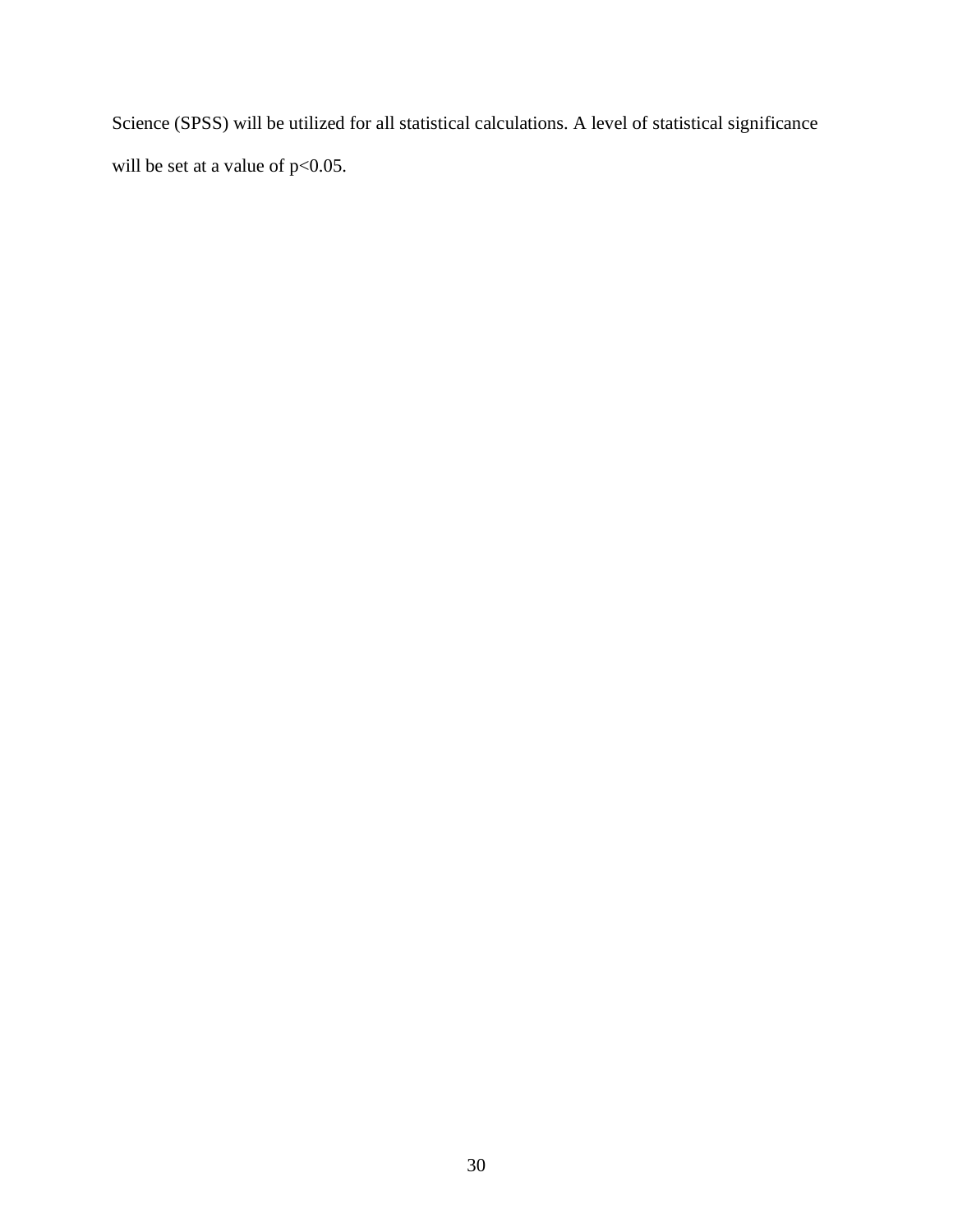Science (SPSS) will be utilized for all statistical calculations. A level of statistical significance will be set at a value of $p<0.05$.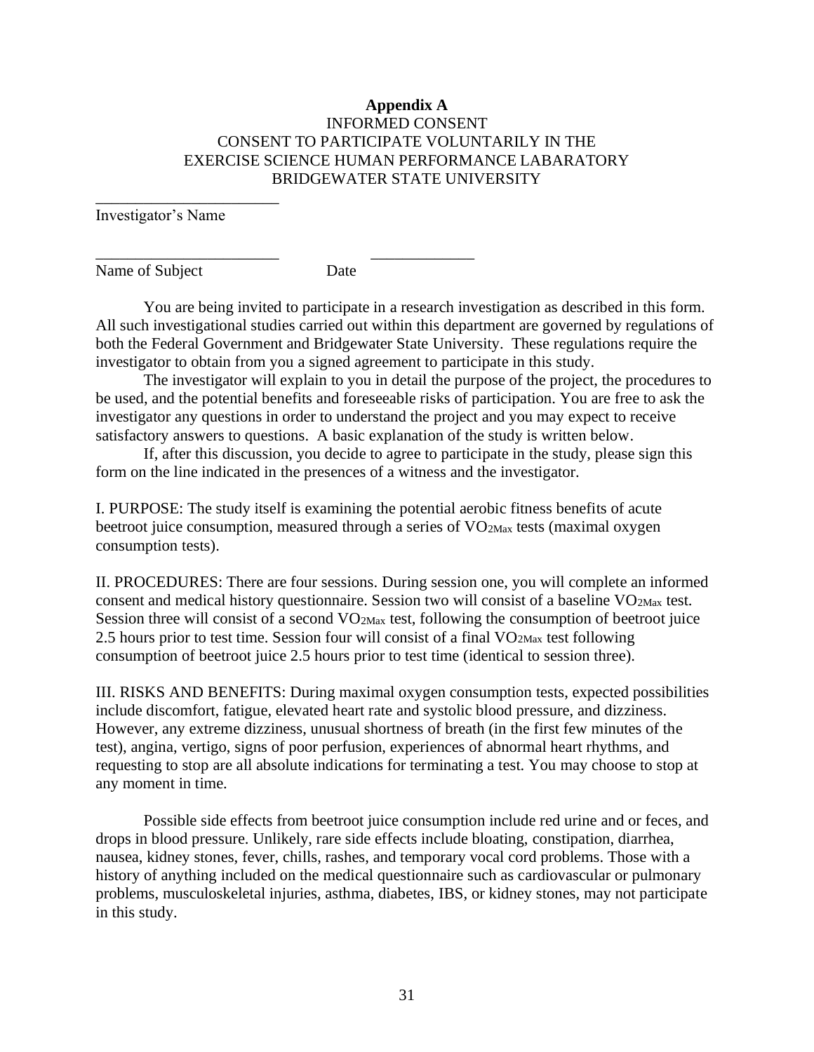**Appendix A**

INFORMED CONSENT
CONSENT TO PARTICIPATE VOLUNTARILY IN THE
EXERCISE SCIENCE HUMAN PERFORMANCE LABARATORY
BRIDGEWATER STATE UNIVERSITY

______________________
Investigator's Name

______________________ ____________
Name of Subject Date

You are being invited to participate in a research investigation as described in this form. All such investigational studies carried out within this department are governed by regulations of both the Federal Government and Bridgewater State University. These regulations require the investigator to obtain from you a signed agreement to participate in this study.

The investigator will explain to you in detail the purpose of the project, the procedures to be used, and the potential benefits and foreseeable risks of participation. You are free to ask the investigator any questions in order to understand the project and you may expect to receive satisfactory answers to questions. A basic explanation of the study is written below.

If, after this discussion, you decide to agree to participate in the study, please sign this form on the line indicated in the presences of a witness and the investigator.

I. PURPOSE: The study itself is examining the potential aerobic fitness benefits of acute beetroot juice consumption, measured through a series of $VO_{2Max}$ tests (maximal oxygen consumption tests).

II. PROCEDURES: There are four sessions. During session one, you will complete an informed consent and medical history questionnaire. Session two will consist of a baseline $VO_{2Max}$ test. Session three will consist of a second $VO_{2Max}$ test, following the consumption of beetroot juice 2.5 hours prior to test time. Session four will consist of a final $VO_{2Max}$ test following consumption of beetroot juice 2.5 hours prior to test time (identical to session three).

III. RISKS AND BENEFITS: During maximal oxygen consumption tests, expected possibilities include discomfort, fatigue, elevated heart rate and systolic blood pressure, and dizziness. However, any extreme dizziness, unusual shortness of breath (in the first few minutes of the test), angina, vertigo, signs of poor perfusion, experiences of abnormal heart rhythms, and requesting to stop are all absolute indications for terminating a test. You may choose to stop at any moment in time.

Possible side effects from beetroot juice consumption include red urine and or feces, and drops in blood pressure. Unlikely, rare side effects include bloating, constipation, diarrhea, nausea, kidney stones, fever, chills, rashes, and temporary vocal cord problems. Those with a history of anything included on the medical questionnaire such as cardiovascular or pulmonary problems, musculoskeletal injuries, asthma, diabetes, IBS, or kidney stones, may not participate in this study.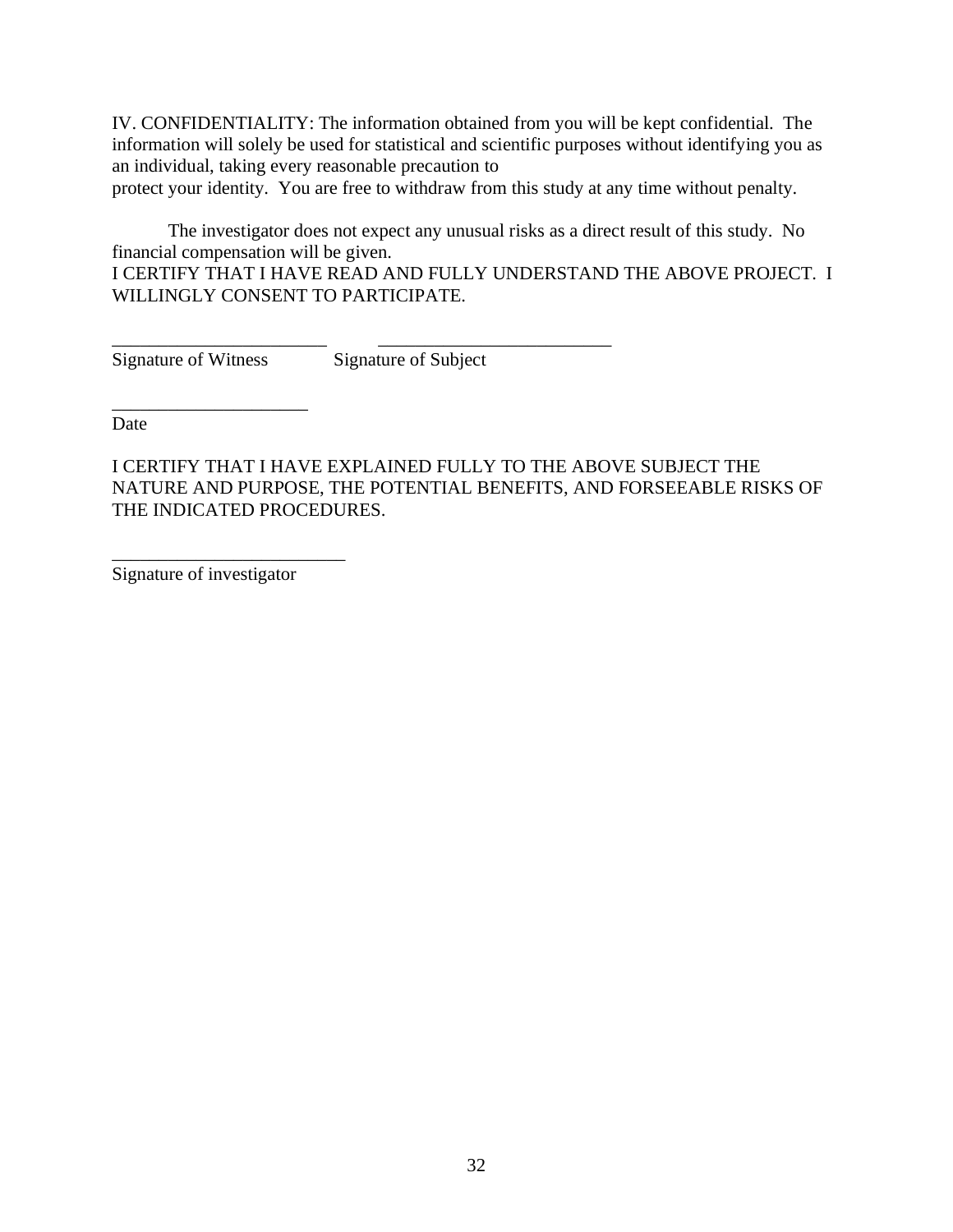IV. CONFIDENTIALITY: The information obtained from you will be kept confidential. The information will solely be used for statistical and scientific purposes without identifying you as an individual, taking every reasonable precaution to
protect your identity. You are free to withdraw from this study at any time without penalty.

The investigator does not expect any unusual risks as a direct result of this study. No financial compensation will be given.
I CERTIFY THAT I HAVE READ AND FULLY UNDERSTAND THE ABOVE PROJECT. I WILLINGLY CONSENT TO PARTICIPATE.

_______________________ _________________________
Signature of Witness Signature of Subject

_____________________
Date

I CERTIFY THAT I HAVE EXPLAINED FULLY TO THE ABOVE SUBJECT THE NATURE AND PURPOSE, THE POTENTIAL BENEFITS, AND FORSEEABLE RISKS OF THE INDICATED PROCEDURES.

_________________________
Signature of investigator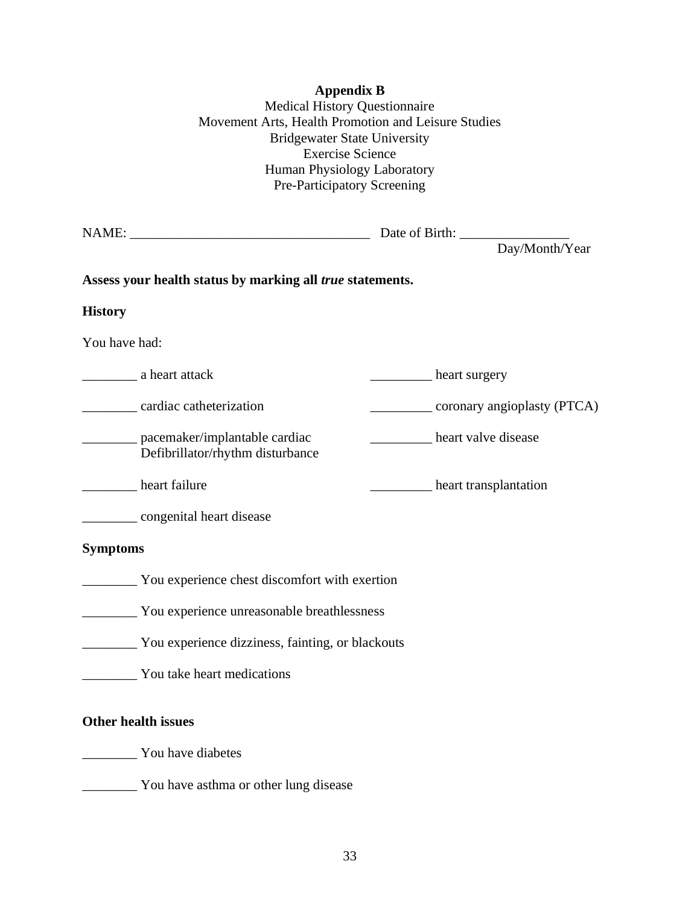**Appendix B**

Medical History Questionnaire
Movement Arts, Health Promotion and Leisure Studies
Bridgewater State University
Exercise Science
Human Physiology Laboratory
Pre-Participatory Screening

NAME: ___________________________________ Date of Birth: ________________
Day/Month/Year

**Assess your health status by marking all *true* statements.**

**History**

You have had:

________ a heart attack

_________ heart surgery

________ cardiac catheterization

_________ coronary angioplasty (PTCA)

________ pacemaker/implantable cardiac Defibrillator/rhythm disturbance

_________ heart valve disease

________ heart failure

_________ heart transplantation

________ congenital heart disease

**Symptoms**

________ You experience chest discomfort with exertion

________ You experience unreasonable breathlessness

________ You experience dizziness, fainting, or blackouts

________ You take heart medications

**Other health issues**

________ You have diabetes

________ You have asthma or other lung disease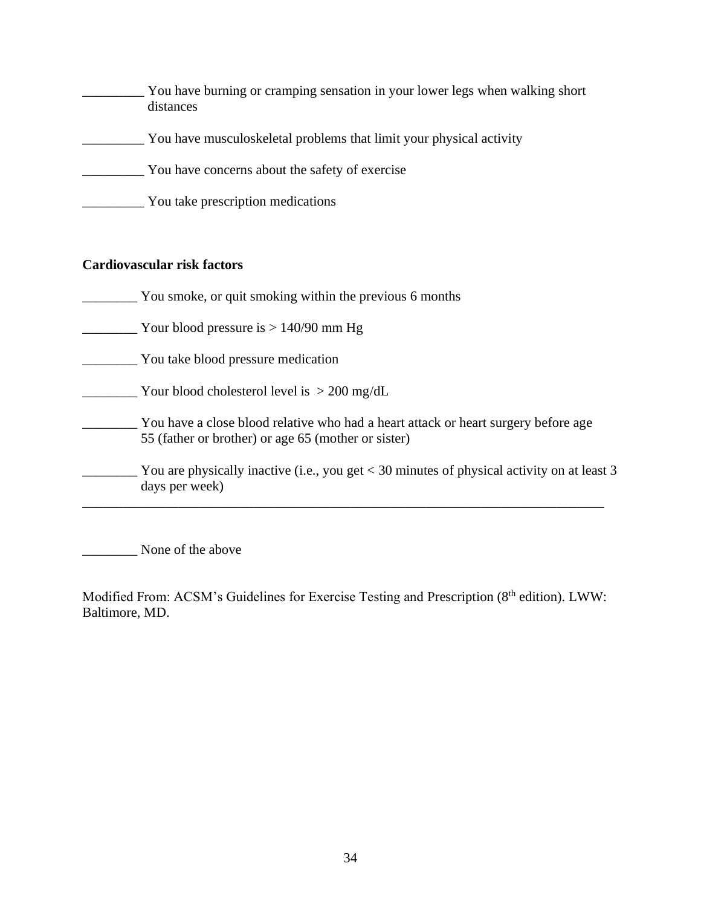_________ You have burning or cramping sensation in your lower legs when walking short distances

_________ You have musculoskeletal problems that limit your physical activity

_________ You have concerns about the safety of exercise

_________ You take prescription medications

**Cardiovascular risk factors**

________ You smoke, or quit smoking within the previous 6 months

________ Your blood pressure is > 140/90 mm Hg

________ You take blood pressure medication

________ Your blood cholesterol level is > 200 mg/dL

________ You have a close blood relative who had a heart attack or heart surgery before age 55 (father or brother) or age 65 (mother or sister)

________ You are physically inactive (i.e., you get < 30 minutes of physical activity on at least 3 days per week)

---

________ None of the above

Modified From: ACSM's Guidelines for Exercise Testing and Prescription (8th edition). LWW: Baltimore, MD.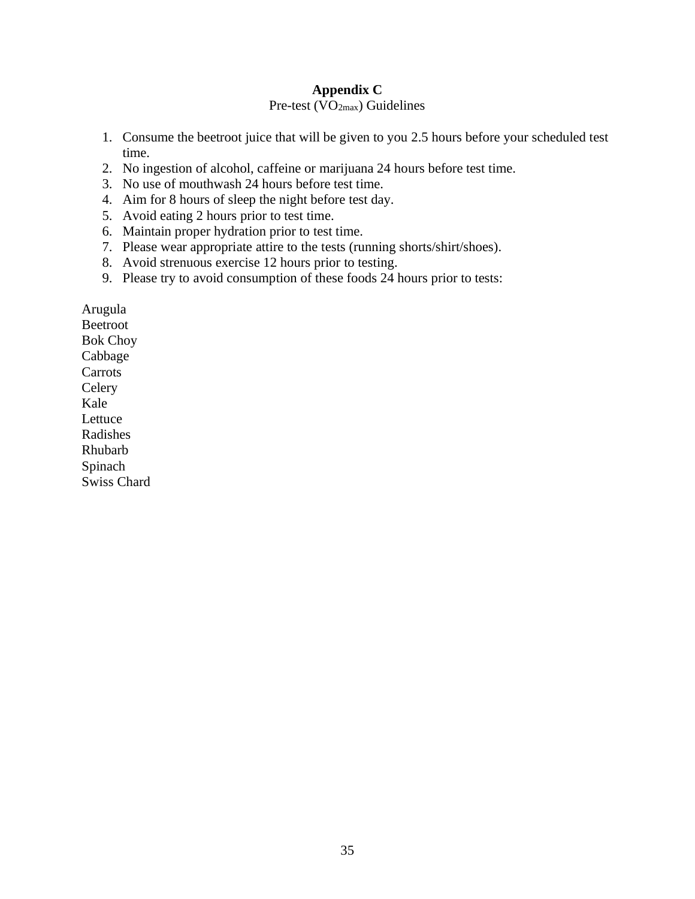# Appendix C

Pre-test ($VO_{2max}$) Guidelines

1. Consume the beetroot juice that will be given to you 2.5 hours before your scheduled test time.
2. No ingestion of alcohol, caffeine or marijuana 24 hours before test time.
3. No use of mouthwash 24 hours before test time.
4. Aim for 8 hours of sleep the night before test day.
5. Avoid eating 2 hours prior to test time.
6. Maintain proper hydration prior to test time.
7. Please wear appropriate attire to the tests (running shorts/shirt/shoes).
8. Avoid strenuous exercise 12 hours prior to testing.
9. Please try to avoid consumption of these foods 24 hours prior to tests:

Arugula
Beetroot
Bok Choy
Cabbage
Carrots
Celery
Kale
Lettuce
Radishes
Rhubarb
Spinach
Swiss Chard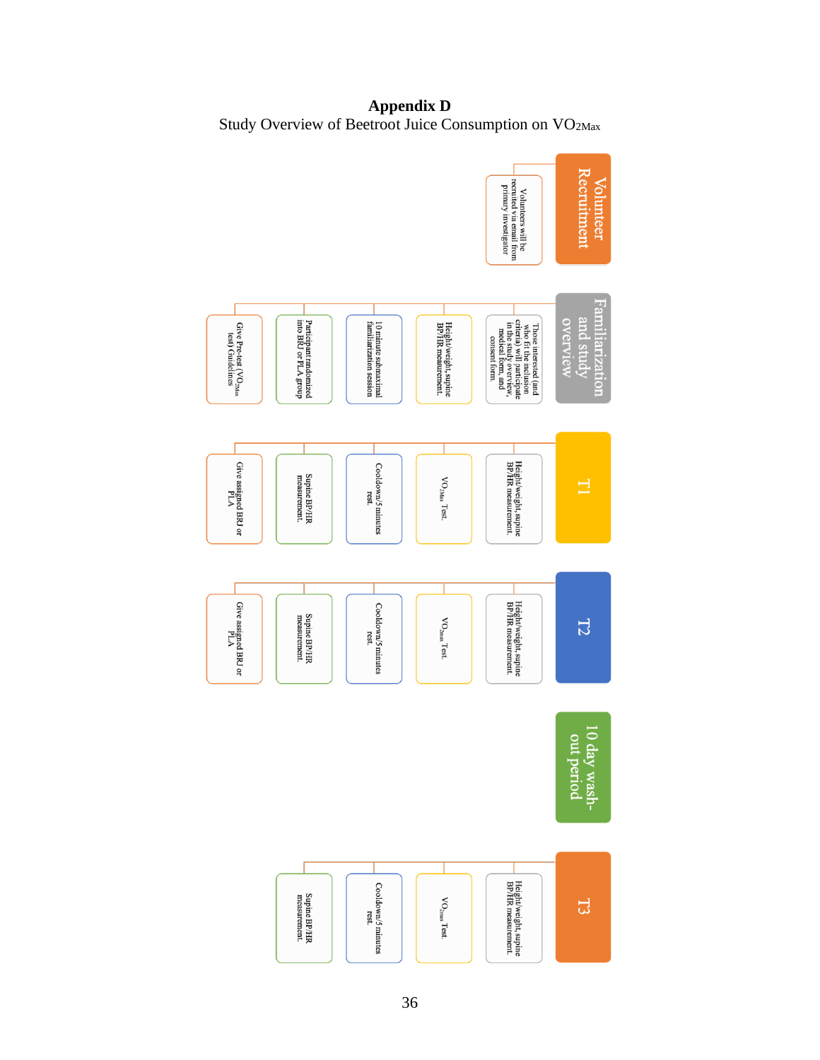# Appendix D

Study Overview of Beetroot Juice Consumption on $VO_{2Max}$

**Volunteer Recruitment**

- Volunteers will be recruited via email from primary investigator

**Familiarization and study overview**

- Those interested (and who fit the inclusion criteria) will participate in the study overview, medical form, and consent form.
- Height/weight, supine BP/HR measurement.
- 10 minute submaximal familiarization session
- Participant randomized into BRJ or PLA group
- Give Pre-test ($VO_{2Max}$ test) Guidelines

**T1**

- Height/weight, supine BP/HR measurement.
- $VO_{2Max}$ Test.
- Cooldown/5 minutes rest.
- Supine BP/HR measurement.
- Give assigned BRJ or PLA

**T2**

- Height/weight, supine BP/HR measurement.
- $VO_{2max}$ Test.
- Cooldown/5 minutes rest.
- Supine BP/HR measurement.
- Give assigned BRJ or PLA

**10 day wash-out period**

**T3**

- Height/weight, supine BP/HR measurement.
- $VO_{2max}$ Test.
- Cooldown/5 minutes rest.
- Supine BP/HR measurement.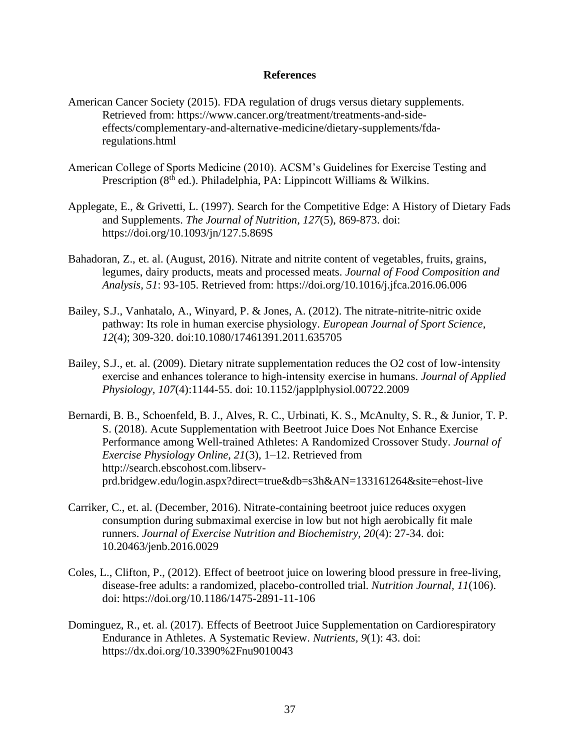**References**

American Cancer Society (2015). FDA regulation of drugs versus dietary supplements. Retrieved from: https://www.cancer.org/treatment/treatments-and-side-effects/complementary-and-alternative-medicine/dietary-supplements/fda-regulations.html

American College of Sports Medicine (2010). ACSM's Guidelines for Exercise Testing and Prescription ($8^{th}$ ed.). Philadelphia, PA: Lippincott Williams & Wilkins.

Applegate, E., & Grivetti, L. (1997). Search for the Competitive Edge: A History of Dietary Fads and Supplements. *The Journal of Nutrition, 127*(5), 869-873. doi: https://doi.org/10.1093/jn/127.5.869S

Bahadoran, Z., et. al. (August, 2016). Nitrate and nitrite content of vegetables, fruits, grains, legumes, dairy products, meats and processed meats. *Journal of Food Composition and Analysis, 51*: 93-105. Retrieved from: https://doi.org/10.1016/j.jfca.2016.06.006

Bailey, S.J., Vanhatalo, A., Winyard, P. & Jones, A. (2012). The nitrate-nitrite-nitric oxide pathway: Its role in human exercise physiology. *European Journal of Sport Science, 12*(4); 309-320. doi:10.1080/17461391.2011.635705

Bailey, S.J., et. al. (2009). Dietary nitrate supplementation reduces the O2 cost of low-intensity exercise and enhances tolerance to high-intensity exercise in humans. *Journal of Applied Physiology, 107*(4):1144-55. doi: 10.1152/japplphysiol.00722.2009

Bernardi, B. B., Schoenfeld, B. J., Alves, R. C., Urbinati, K. S., McAnulty, S. R., & Junior, T. P. S. (2018). Acute Supplementation with Beetroot Juice Does Not Enhance Exercise Performance among Well-trained Athletes: A Randomized Crossover Study. *Journal of Exercise Physiology Online, 21*(3), 1–12. Retrieved from http://search.ebscohost.com.libserv-prd.bridgew.edu/login.aspx?direct=true&db=s3h&AN=133161264&site=ehost-live

Carriker, C., et. al. (December, 2016). Nitrate-containing beetroot juice reduces oxygen consumption during submaximal exercise in low but not high aerobically fit male runners. *Journal of Exercise Nutrition and Biochemistry, 20*(4): 27-34. doi: 10.20463/jenb.2016.0029

Coles, L., Clifton, P., (2012). Effect of beetroot juice on lowering blood pressure in free-living, disease-free adults: a randomized, placebo-controlled trial. *Nutrition Journal, 11*(106). doi: https://doi.org/10.1186/1475-2891-11-106

Dominguez, R., et. al. (2017). Effects of Beetroot Juice Supplementation on Cardiorespiratory Endurance in Athletes. A Systematic Review. *Nutrients, 9*(1): 43. doi: https://dx.doi.org/10.3390%2Fnu9010043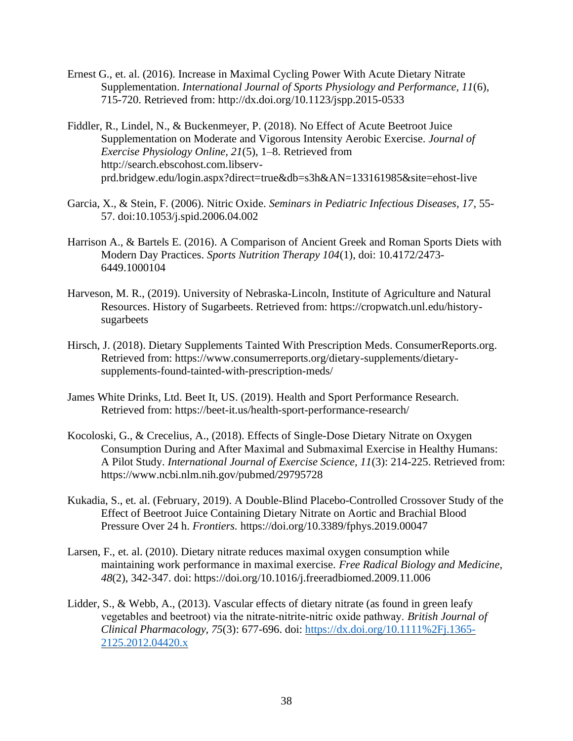Ernest G., et. al. (2016). Increase in Maximal Cycling Power With Acute Dietary Nitrate Supplementation. *International Journal of Sports Physiology and Performance, 11*(6), 715-720. Retrieved from: http://dx.doi.org/10.1123/jspp.2015-0533

Fiddler, R., Lindel, N., & Buckenmeyer, P. (2018). No Effect of Acute Beetroot Juice Supplementation on Moderate and Vigorous Intensity Aerobic Exercise. *Journal of Exercise Physiology Online, 21*(5), 1–8. Retrieved from http://search.ebscohost.com.libserv-prd.bridgew.edu/login.aspx?direct=true&db=s3h&AN=133161985&site=ehost-live

Garcia, X., & Stein, F. (2006). Nitric Oxide. *Seminars in Pediatric Infectious Diseases, 17*, 55-57. doi:10.1053/j.spid.2006.04.002

Harrison A., & Bartels E. (2016). A Comparison of Ancient Greek and Roman Sports Diets with Modern Day Practices. *Sports Nutrition Therapy 104*(1), doi: 10.4172/2473-6449.1000104

Harveson, M. R., (2019). University of Nebraska-Lincoln, Institute of Agriculture and Natural Resources. History of Sugarbeets. Retrieved from: https://cropwatch.unl.edu/history-sugarbeets

Hirsch, J. (2018). Dietary Supplements Tainted With Prescription Meds. ConsumerReports.org. Retrieved from: https://www.consumerreports.org/dietary-supplements/dietary-supplements-found-tainted-with-prescription-meds/

James White Drinks, Ltd. Beet It, US. (2019). Health and Sport Performance Research. Retrieved from: https://beet-it.us/health-sport-performance-research/

Kocoloski, G., & Crecelius, A., (2018). Effects of Single-Dose Dietary Nitrate on Oxygen Consumption During and After Maximal and Submaximal Exercise in Healthy Humans: A Pilot Study. *International Journal of Exercise Science, 11*(3): 214-225. Retrieved from: https://www.ncbi.nlm.nih.gov/pubmed/29795728

Kukadia, S., et. al. (February, 2019). A Double-Blind Placebo-Controlled Crossover Study of the Effect of Beetroot Juice Containing Dietary Nitrate on Aortic and Brachial Blood Pressure Over 24 h. *Frontiers.* https://doi.org/10.3389/fphys.2019.00047

Larsen, F., et. al. (2010). Dietary nitrate reduces maximal oxygen consumption while maintaining work performance in maximal exercise. *Free Radical Biology and Medicine, 48*(2), 342-347. doi: https://doi.org/10.1016/j.freeradbiomed.2009.11.006

Lidder, S., & Webb, A., (2013). Vascular effects of dietary nitrate (as found in green leafy vegetables and beetroot) via the nitrate-nitrite-nitric oxide pathway. *British Journal of Clinical Pharmacology, 75*(3): 677-696. doi: [https://dx.doi.org/10.1111%2Fj.1365-2125.2012.04420.x](https://dx.doi.org/10.1111%2Fj.1365-2125.2012.04420.x)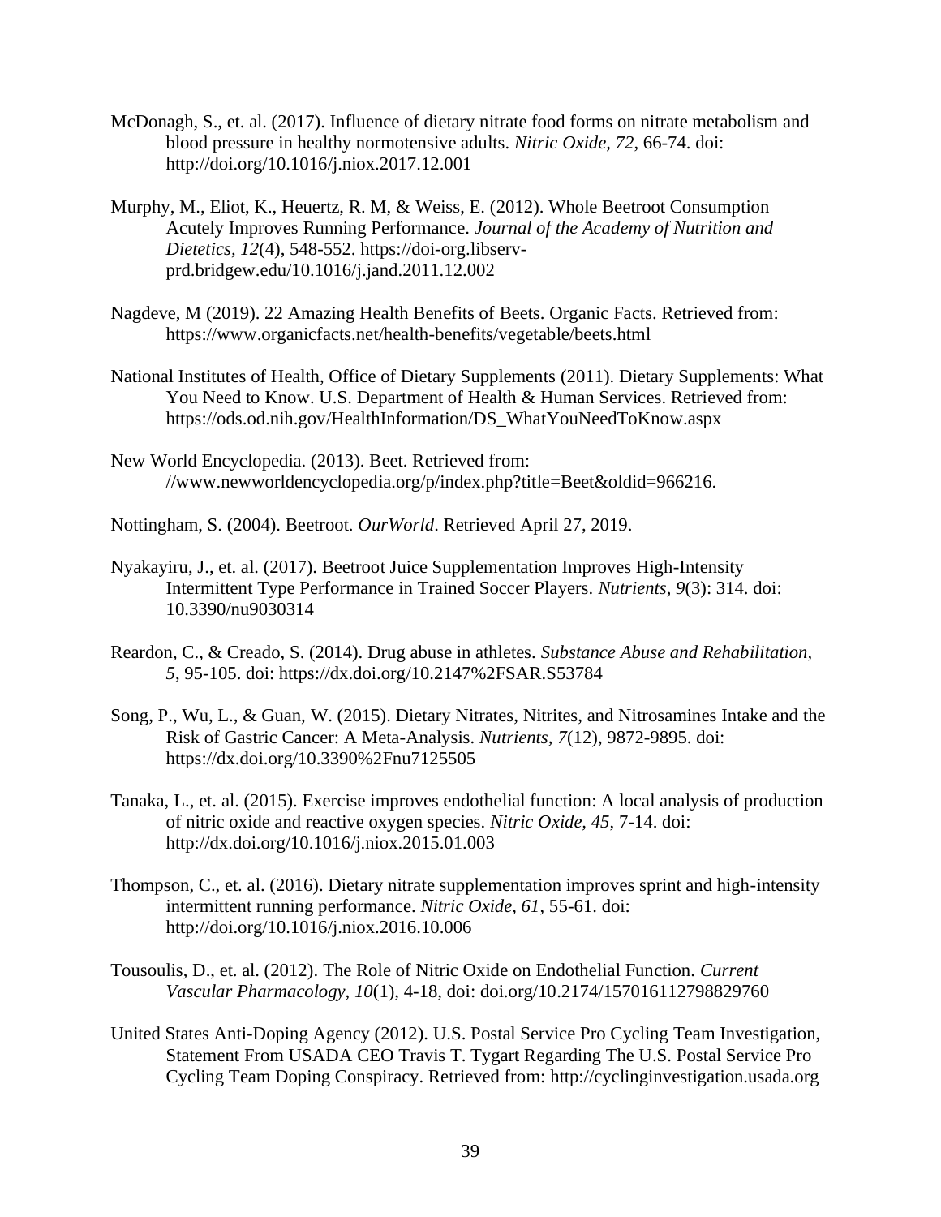McDonagh, S., et. al. (2017). Influence of dietary nitrate food forms on nitrate metabolism and blood pressure in healthy normotensive adults. *Nitric Oxide, 72*, 66-74. doi: http://doi.org/10.1016/j.niox.2017.12.001

Murphy, M., Eliot, K., Heuertz, R. M, & Weiss, E. (2012). Whole Beetroot Consumption Acutely Improves Running Performance. *Journal of the Academy of Nutrition and Dietetics, 12*(4), 548-552. https://doi-org.libserv-prd.bridgew.edu/10.1016/j.jand.2011.12.002

Nagdeve, M (2019). 22 Amazing Health Benefits of Beets. Organic Facts. Retrieved from: https://www.organicfacts.net/health-benefits/vegetable/beets.html

National Institutes of Health, Office of Dietary Supplements (2011). Dietary Supplements: What You Need to Know. U.S. Department of Health & Human Services. Retrieved from: https://ods.od.nih.gov/HealthInformation/DS_WhatYouNeedToKnow.aspx

New World Encyclopedia. (2013). Beet. Retrieved from: //www.newworldencyclopedia.org/p/index.php?title=Beet&oldid=966216.

Nottingham, S. (2004). Beetroot. *OurWorld*. Retrieved April 27, 2019.

Nyakayiru, J., et. al. (2017). Beetroot Juice Supplementation Improves High-Intensity Intermittent Type Performance in Trained Soccer Players. *Nutrients*, *9*(3): 314. doi: 10.3390/nu9030314

Reardon, C., & Creado, S. (2014). Drug abuse in athletes. *Substance Abuse and Rehabilitation*, *5*, 95-105. doi: https://dx.doi.org/10.2147%2FSAR.S53784

Song, P., Wu, L., & Guan, W. (2015). Dietary Nitrates, Nitrites, and Nitrosamines Intake and the Risk of Gastric Cancer: A Meta-Analysis. *Nutrients, 7*(12), 9872-9895. doi: https://dx.doi.org/10.3390%2Fnu7125505

Tanaka, L., et. al. (2015). Exercise improves endothelial function: A local analysis of production of nitric oxide and reactive oxygen species. *Nitric Oxide*, *45*, 7-14. doi: http://dx.doi.org/10.1016/j.niox.2015.01.003

Thompson, C., et. al. (2016). Dietary nitrate supplementation improves sprint and high-intensity intermittent running performance. *Nitric Oxide, 61*, 55-61. doi: http://doi.org/10.1016/j.niox.2016.10.006

Tousoulis, D., et. al. (2012). The Role of Nitric Oxide on Endothelial Function. *Current Vascular Pharmacology*, *10*(1), 4-18, doi: doi.org/10.2174/157016112798829760

United States Anti-Doping Agency (2012). U.S. Postal Service Pro Cycling Team Investigation, Statement From USADA CEO Travis T. Tygart Regarding The U.S. Postal Service Pro Cycling Team Doping Conspiracy. Retrieved from: http://cyclinginvestigation.usada.org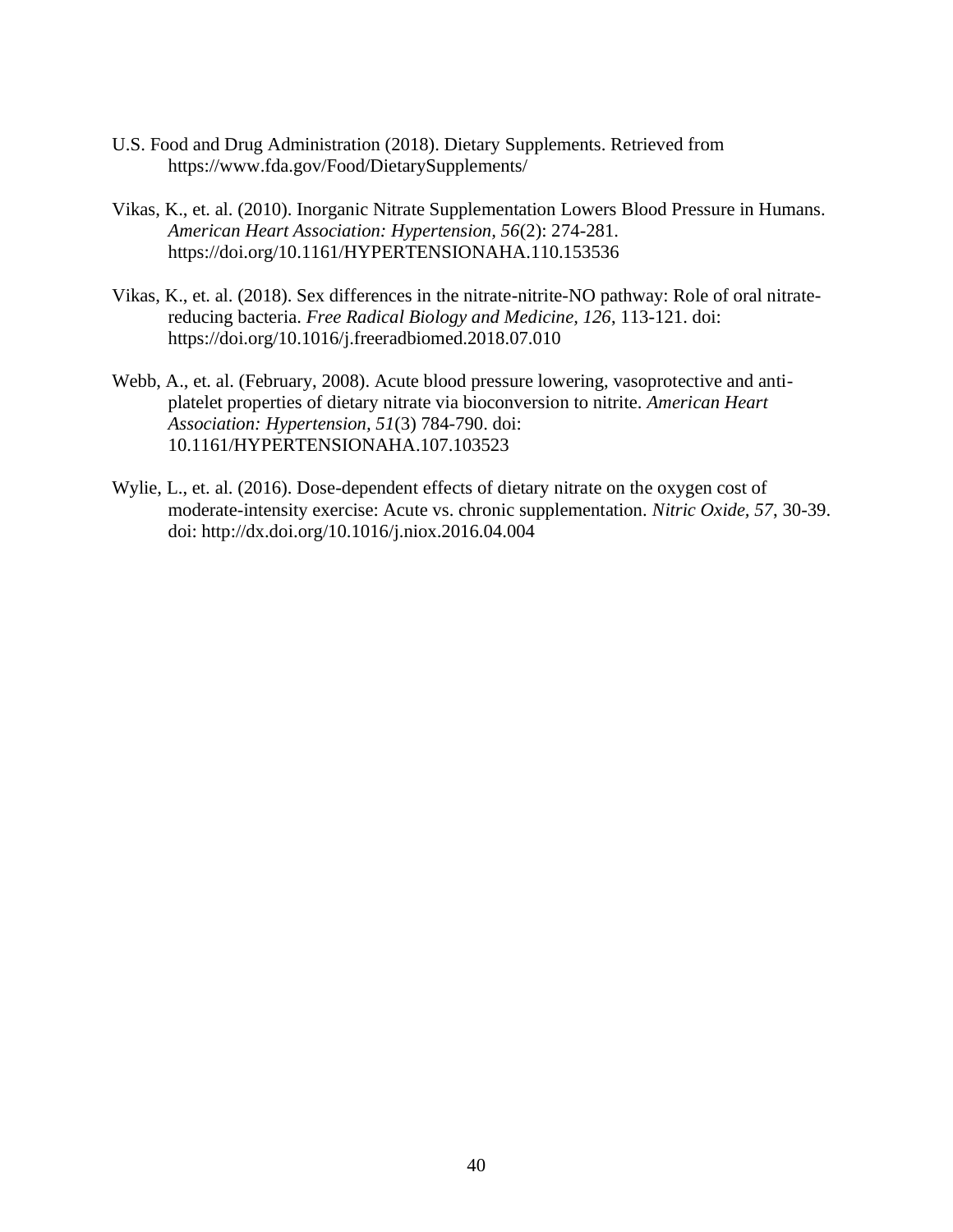U.S. Food and Drug Administration (2018). Dietary Supplements. Retrieved from https://www.fda.gov/Food/DietarySupplements/

Vikas, K., et. al. (2010). Inorganic Nitrate Supplementation Lowers Blood Pressure in Humans. *American Heart Association: Hypertension, 56*(2): 274-281. https://doi.org/10.1161/HYPERTENSIONAHA.110.153536

Vikas, K., et. al. (2018). Sex differences in the nitrate-nitrite-NO pathway: Role of oral nitrate-reducing bacteria. *Free Radical Biology and Medicine, 126*, 113-121. doi: https://doi.org/10.1016/j.freeradbiomed.2018.07.010

Webb, A., et. al. (February, 2008). Acute blood pressure lowering, vasoprotective and anti-platelet properties of dietary nitrate via bioconversion to nitrite. *American Heart Association: Hypertension, 51*(3) 784-790. doi: 10.1161/HYPERTENSIONAHA.107.103523

Wylie, L., et. al. (2016). Dose-dependent effects of dietary nitrate on the oxygen cost of moderate-intensity exercise: Acute vs. chronic supplementation. *Nitric Oxide, 57*, 30-39. doi: http://dx.doi.org/10.1016/j.niox.2016.04.004